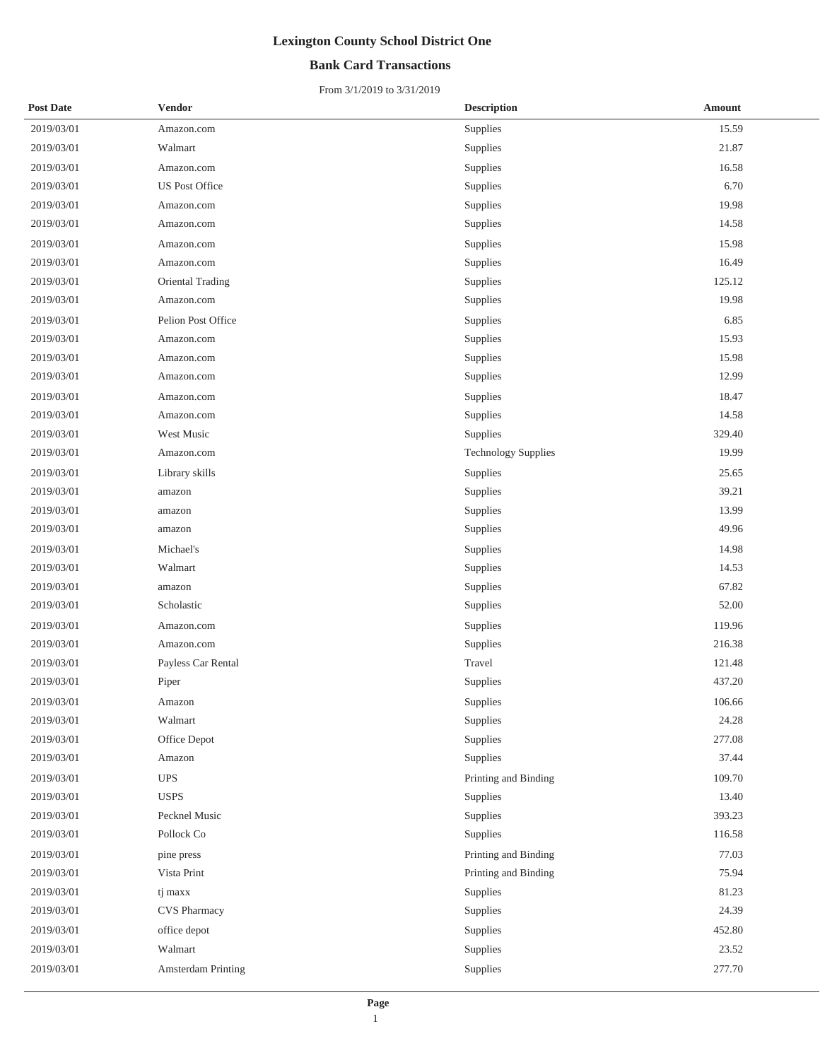# Lexington County School District One

## Bank Card Transactions

From 3/1/2019 to 3/31/2019

| Post Date | Vendor | Description | Amount |
|---|---|---|---|
| 2019/03/01 | Amazon.com | Supplies | 15.59 |
| 2019/03/01 | Walmart | Supplies | 21.87 |
| 2019/03/01 | Amazon.com | Supplies | 16.58 |
| 2019/03/01 | US Post Office | Supplies | 6.70 |
| 2019/03/01 | Amazon.com | Supplies | 19.98 |
| 2019/03/01 | Amazon.com | Supplies | 14.58 |
| 2019/03/01 | Amazon.com | Supplies | 15.98 |
| 2019/03/01 | Amazon.com | Supplies | 16.49 |
| 2019/03/01 | Oriental Trading | Supplies | 125.12 |
| 2019/03/01 | Amazon.com | Supplies | 19.98 |
| 2019/03/01 | Pelion Post Office | Supplies | 6.85 |
| 2019/03/01 | Amazon.com | Supplies | 15.93 |
| 2019/03/01 | Amazon.com | Supplies | 15.98 |
| 2019/03/01 | Amazon.com | Supplies | 12.99 |
| 2019/03/01 | Amazon.com | Supplies | 18.47 |
| 2019/03/01 | Amazon.com | Supplies | 14.58 |
| 2019/03/01 | West Music | Supplies | 329.40 |
| 2019/03/01 | Amazon.com | Technology Supplies | 19.99 |
| 2019/03/01 | Library skills | Supplies | 25.65 |
| 2019/03/01 | amazon | Supplies | 39.21 |
| 2019/03/01 | amazon | Supplies | 13.99 |
| 2019/03/01 | amazon | Supplies | 49.96 |
| 2019/03/01 | Michael's | Supplies | 14.98 |
| 2019/03/01 | Walmart | Supplies | 14.53 |
| 2019/03/01 | amazon | Supplies | 67.82 |
| 2019/03/01 | Scholastic | Supplies | 52.00 |
| 2019/03/01 | Amazon.com | Supplies | 119.96 |
| 2019/03/01 | Amazon.com | Supplies | 216.38 |
| 2019/03/01 | Payless Car Rental | Travel | 121.48 |
| 2019/03/01 | Piper | Supplies | 437.20 |
| 2019/03/01 | Amazon | Supplies | 106.66 |
| 2019/03/01 | Walmart | Supplies | 24.28 |
| 2019/03/01 | Office Depot | Supplies | 277.08 |
| 2019/03/01 | Amazon | Supplies | 37.44 |
| 2019/03/01 | UPS | Printing and Binding | 109.70 |
| 2019/03/01 | USPS | Supplies | 13.40 |
| 2019/03/01 | Pecknel Music | Supplies | 393.23 |
| 2019/03/01 | Pollock Co | Supplies | 116.58 |
| 2019/03/01 | pine press | Printing and Binding | 77.03 |
| 2019/03/01 | Vista Print | Printing and Binding | 75.94 |
| 2019/03/01 | tj maxx | Supplies | 81.23 |
| 2019/03/01 | CVS Pharmacy | Supplies | 24.39 |
| 2019/03/01 | office depot | Supplies | 452.80 |
| 2019/03/01 | Walmart | Supplies | 23.52 |
| 2019/03/01 | Amsterdam Printing | Supplies | 277.70 |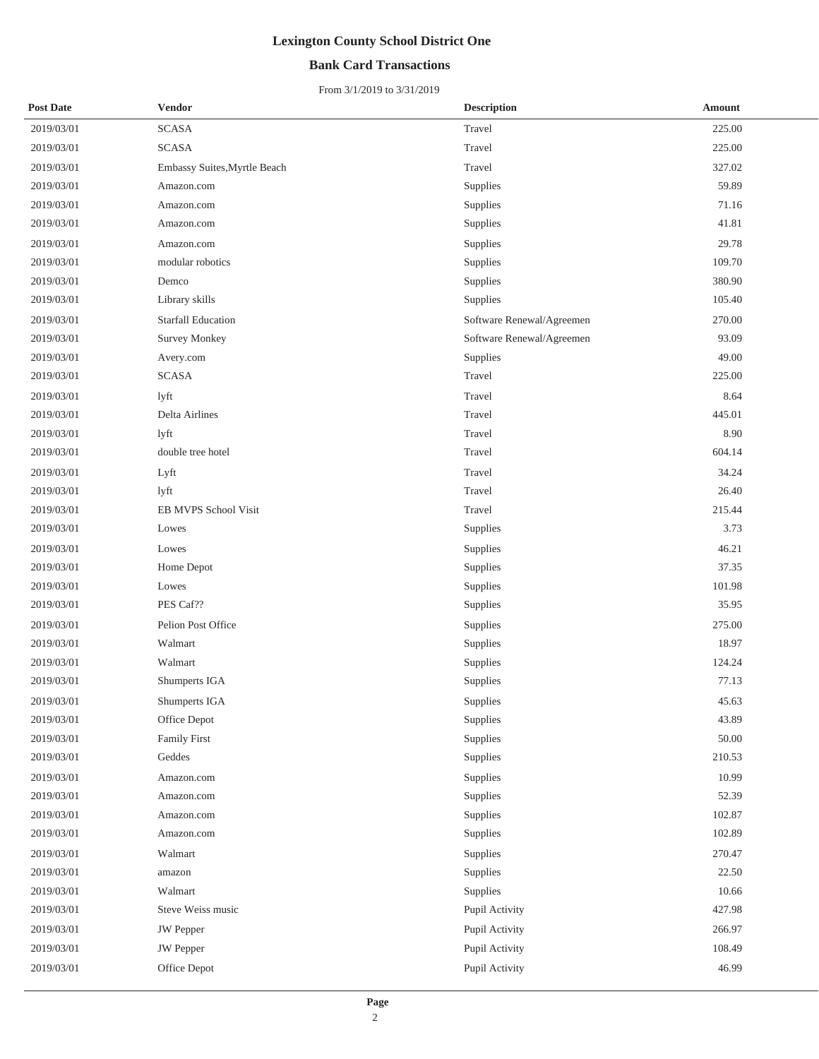# Lexington County School District One

## Bank Card Transactions

From 3/1/2019 to 3/31/2019

| Post Date | Vendor | Description | Amount |
|---|---|---|---|
| 2019/03/01 | SCASA | Travel | 225.00 |
| 2019/03/01 | SCASA | Travel | 225.00 |
| 2019/03/01 | Embassy Suites,Myrtle Beach | Travel | 327.02 |
| 2019/03/01 | Amazon.com | Supplies | 59.89 |
| 2019/03/01 | Amazon.com | Supplies | 71.16 |
| 2019/03/01 | Amazon.com | Supplies | 41.81 |
| 2019/03/01 | Amazon.com | Supplies | 29.78 |
| 2019/03/01 | modular robotics | Supplies | 109.70 |
| 2019/03/01 | Demco | Supplies | 380.90 |
| 2019/03/01 | Library skills | Supplies | 105.40 |
| 2019/03/01 | Starfall Education | Software Renewal/Agreemen | 270.00 |
| 2019/03/01 | Survey Monkey | Software Renewal/Agreemen | 93.09 |
| 2019/03/01 | Avery.com | Supplies | 49.00 |
| 2019/03/01 | SCASA | Travel | 225.00 |
| 2019/03/01 | lyft | Travel | 8.64 |
| 2019/03/01 | Delta Airlines | Travel | 445.01 |
| 2019/03/01 | lyft | Travel | 8.90 |
| 2019/03/01 | double tree hotel | Travel | 604.14 |
| 2019/03/01 | Lyft | Travel | 34.24 |
| 2019/03/01 | lyft | Travel | 26.40 |
| 2019/03/01 | EB MVPS School Visit | Travel | 215.44 |
| 2019/03/01 | Lowes | Supplies | 3.73 |
| 2019/03/01 | Lowes | Supplies | 46.21 |
| 2019/03/01 | Home Depot | Supplies | 37.35 |
| 2019/03/01 | Lowes | Supplies | 101.98 |
| 2019/03/01 | PES Caf?? | Supplies | 35.95 |
| 2019/03/01 | Pelion Post Office | Supplies | 275.00 |
| 2019/03/01 | Walmart | Supplies | 18.97 |
| 2019/03/01 | Walmart | Supplies | 124.24 |
| 2019/03/01 | Shumperts IGA | Supplies | 77.13 |
| 2019/03/01 | Shumperts IGA | Supplies | 45.63 |
| 2019/03/01 | Office Depot | Supplies | 43.89 |
| 2019/03/01 | Family First | Supplies | 50.00 |
| 2019/03/01 | Geddes | Supplies | 210.53 |
| 2019/03/01 | Amazon.com | Supplies | 10.99 |
| 2019/03/01 | Amazon.com | Supplies | 52.39 |
| 2019/03/01 | Amazon.com | Supplies | 102.87 |
| 2019/03/01 | Amazon.com | Supplies | 102.89 |
| 2019/03/01 | Walmart | Supplies | 270.47 |
| 2019/03/01 | amazon | Supplies | 22.50 |
| 2019/03/01 | Walmart | Supplies | 10.66 |
| 2019/03/01 | Steve Weiss music | Pupil Activity | 427.98 |
| 2019/03/01 | JW Pepper | Pupil Activity | 266.97 |
| 2019/03/01 | JW Pepper | Pupil Activity | 108.49 |
| 2019/03/01 | Office Depot | Pupil Activity | 46.99 |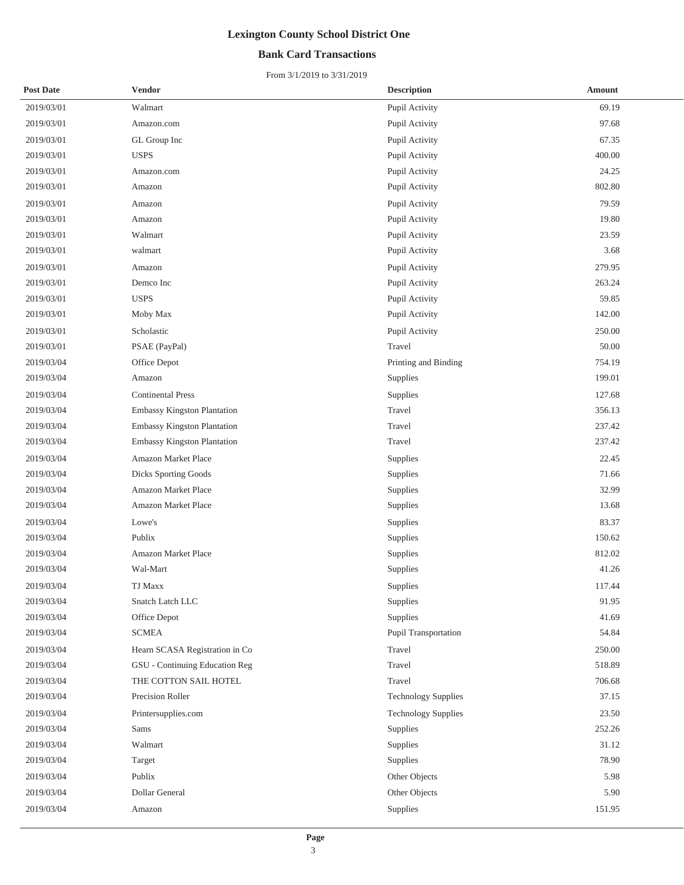# Lexington County School District One

## Bank Card Transactions

From 3/1/2019 to 3/31/2019

| Post Date | Vendor | Description | Amount |
|---|---|---|---|
| 2019/03/01 | Walmart | Pupil Activity | 69.19 |
| 2019/03/01 | Amazon.com | Pupil Activity | 97.68 |
| 2019/03/01 | GL Group Inc | Pupil Activity | 67.35 |
| 2019/03/01 | USPS | Pupil Activity | 400.00 |
| 2019/03/01 | Amazon.com | Pupil Activity | 24.25 |
| 2019/03/01 | Amazon | Pupil Activity | 802.80 |
| 2019/03/01 | Amazon | Pupil Activity | 79.59 |
| 2019/03/01 | Amazon | Pupil Activity | 19.80 |
| 2019/03/01 | Walmart | Pupil Activity | 23.59 |
| 2019/03/01 | walmart | Pupil Activity | 3.68 |
| 2019/03/01 | Amazon | Pupil Activity | 279.95 |
| 2019/03/01 | Demco Inc | Pupil Activity | 263.24 |
| 2019/03/01 | USPS | Pupil Activity | 59.85 |
| 2019/03/01 | Moby Max | Pupil Activity | 142.00 |
| 2019/03/01 | Scholastic | Pupil Activity | 250.00 |
| 2019/03/01 | PSAE (PayPal) | Travel | 50.00 |
| 2019/03/04 | Office Depot | Printing and Binding | 754.19 |
| 2019/03/04 | Amazon | Supplies | 199.01 |
| 2019/03/04 | Continental Press | Supplies | 127.68 |
| 2019/03/04 | Embassy Kingston Plantation | Travel | 356.13 |
| 2019/03/04 | Embassy Kingston Plantation | Travel | 237.42 |
| 2019/03/04 | Embassy Kingston Plantation | Travel | 237.42 |
| 2019/03/04 | Amazon Market Place | Supplies | 22.45 |
| 2019/03/04 | Dicks Sporting Goods | Supplies | 71.66 |
| 2019/03/04 | Amazon Market Place | Supplies | 32.99 |
| 2019/03/04 | Amazon Market Place | Supplies | 13.68 |
| 2019/03/04 | Lowe's | Supplies | 83.37 |
| 2019/03/04 | Publix | Supplies | 150.62 |
| 2019/03/04 | Amazon Market Place | Supplies | 812.02 |
| 2019/03/04 | Wal-Mart | Supplies | 41.26 |
| 2019/03/04 | TJ Maxx | Supplies | 117.44 |
| 2019/03/04 | Snatch Latch LLC | Supplies | 91.95 |
| 2019/03/04 | Office Depot | Supplies | 41.69 |
| 2019/03/04 | SCMEA | Pupil Transportation | 54.84 |
| 2019/03/04 | Hearn SCASA Registration in Co | Travel | 250.00 |
| 2019/03/04 | GSU - Continuing Education Reg | Travel | 518.89 |
| 2019/03/04 | THE COTTON SAIL HOTEL | Travel | 706.68 |
| 2019/03/04 | Precision Roller | Technology Supplies | 37.15 |
| 2019/03/04 | Printersupplies.com | Technology Supplies | 23.50 |
| 2019/03/04 | Sams | Supplies | 252.26 |
| 2019/03/04 | Walmart | Supplies | 31.12 |
| 2019/03/04 | Target | Supplies | 78.90 |
| 2019/03/04 | Publix | Other Objects | 5.98 |
| 2019/03/04 | Dollar General | Other Objects | 5.90 |
| 2019/03/04 | Amazon | Supplies | 151.95 |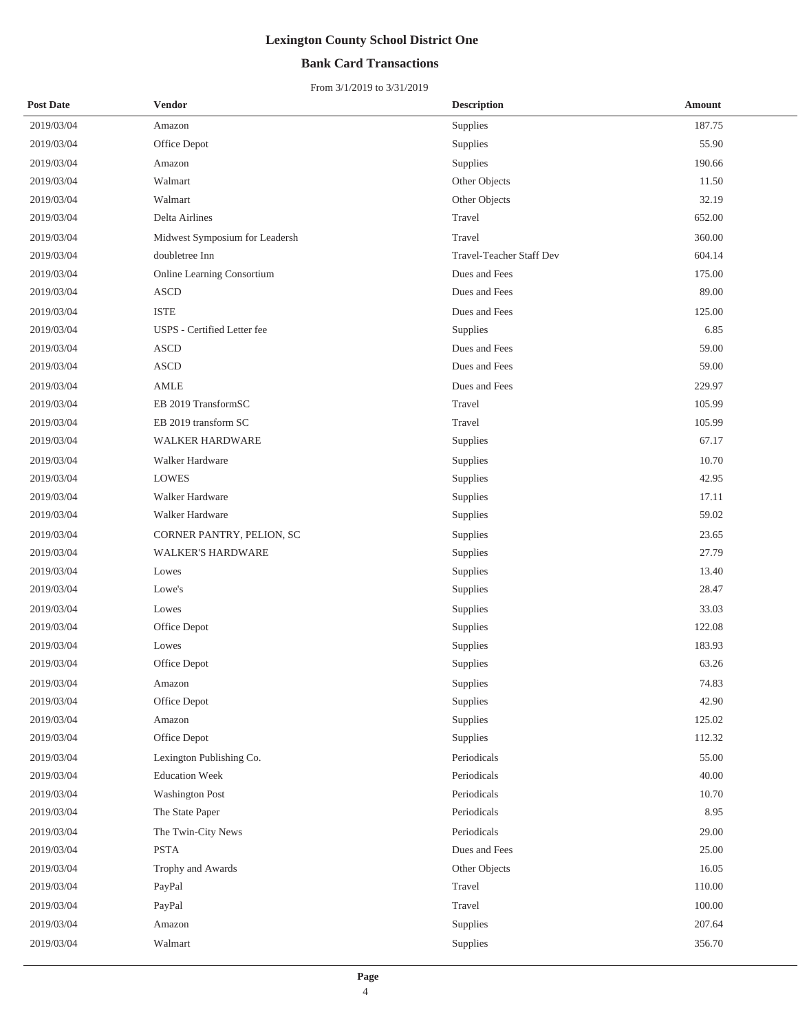# Lexington County School District One

## Bank Card Transactions

From 3/1/2019 to 3/31/2019

| Post Date | Vendor | Description | Amount |
|---|---|---|---|
| 2019/03/04 | Amazon | Supplies | 187.75 |
| 2019/03/04 | Office Depot | Supplies | 55.90 |
| 2019/03/04 | Amazon | Supplies | 190.66 |
| 2019/03/04 | Walmart | Other Objects | 11.50 |
| 2019/03/04 | Walmart | Other Objects | 32.19 |
| 2019/03/04 | Delta Airlines | Travel | 652.00 |
| 2019/03/04 | Midwest Symposium for Leadersh | Travel | 360.00 |
| 2019/03/04 | doubletree Inn | Travel-Teacher Staff Dev | 604.14 |
| 2019/03/04 | Online Learning Consortium | Dues and Fees | 175.00 |
| 2019/03/04 | ASCD | Dues and Fees | 89.00 |
| 2019/03/04 | ISTE | Dues and Fees | 125.00 |
| 2019/03/04 | USPS - Certified Letter fee | Supplies | 6.85 |
| 2019/03/04 | ASCD | Dues and Fees | 59.00 |
| 2019/03/04 | ASCD | Dues and Fees | 59.00 |
| 2019/03/04 | AMLE | Dues and Fees | 229.97 |
| 2019/03/04 | EB 2019 TransformSC | Travel | 105.99 |
| 2019/03/04 | EB 2019 transform SC | Travel | 105.99 |
| 2019/03/04 | WALKER HARDWARE | Supplies | 67.17 |
| 2019/03/04 | Walker Hardware | Supplies | 10.70 |
| 2019/03/04 | LOWES | Supplies | 42.95 |
| 2019/03/04 | Walker Hardware | Supplies | 17.11 |
| 2019/03/04 | Walker Hardware | Supplies | 59.02 |
| 2019/03/04 | CORNER PANTRY, PELION, SC | Supplies | 23.65 |
| 2019/03/04 | WALKER'S HARDWARE | Supplies | 27.79 |
| 2019/03/04 | Lowes | Supplies | 13.40 |
| 2019/03/04 | Lowe's | Supplies | 28.47 |
| 2019/03/04 | Lowes | Supplies | 33.03 |
| 2019/03/04 | Office Depot | Supplies | 122.08 |
| 2019/03/04 | Lowes | Supplies | 183.93 |
| 2019/03/04 | Office Depot | Supplies | 63.26 |
| 2019/03/04 | Amazon | Supplies | 74.83 |
| 2019/03/04 | Office Depot | Supplies | 42.90 |
| 2019/03/04 | Amazon | Supplies | 125.02 |
| 2019/03/04 | Office Depot | Supplies | 112.32 |
| 2019/03/04 | Lexington Publishing Co. | Periodicals | 55.00 |
| 2019/03/04 | Education Week | Periodicals | 40.00 |
| 2019/03/04 | Washington Post | Periodicals | 10.70 |
| 2019/03/04 | The State Paper | Periodicals | 8.95 |
| 2019/03/04 | The Twin-City News | Periodicals | 29.00 |
| 2019/03/04 | PSTA | Dues and Fees | 25.00 |
| 2019/03/04 | Trophy and Awards | Other Objects | 16.05 |
| 2019/03/04 | PayPal | Travel | 110.00 |
| 2019/03/04 | PayPal | Travel | 100.00 |
| 2019/03/04 | Amazon | Supplies | 207.64 |
| 2019/03/04 | Walmart | Supplies | 356.70 |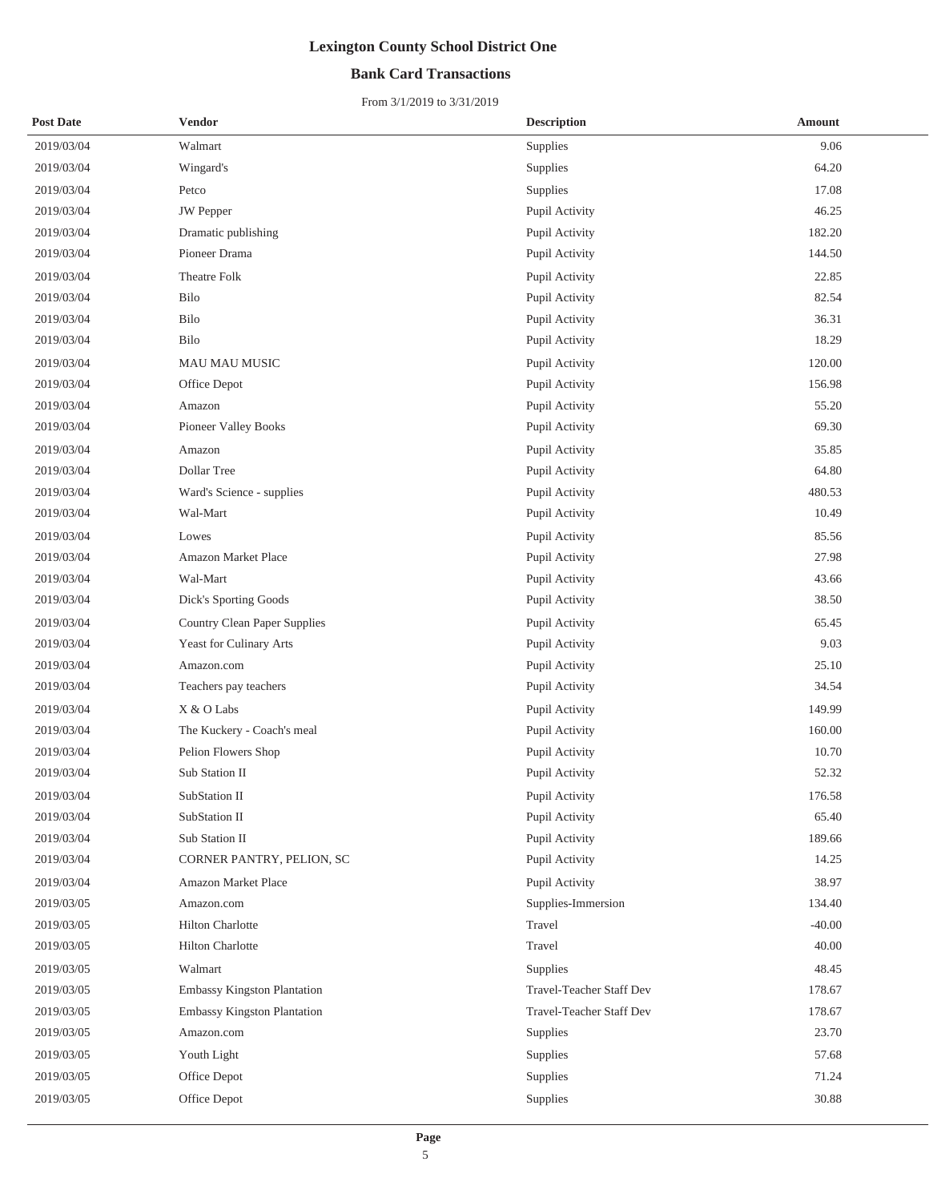# Lexington County School District One

## Bank Card Transactions

From 3/1/2019 to 3/31/2019

| Post Date | Vendor | Description | Amount |
|---|---|---|---|
| 2019/03/04 | Walmart | Supplies | 9.06 |
| 2019/03/04 | Wingard's | Supplies | 64.20 |
| 2019/03/04 | Petco | Supplies | 17.08 |
| 2019/03/04 | JW Pepper | Pupil Activity | 46.25 |
| 2019/03/04 | Dramatic publishing | Pupil Activity | 182.20 |
| 2019/03/04 | Pioneer Drama | Pupil Activity | 144.50 |
| 2019/03/04 | Theatre Folk | Pupil Activity | 22.85 |
| 2019/03/04 | Bilo | Pupil Activity | 82.54 |
| 2019/03/04 | Bilo | Pupil Activity | 36.31 |
| 2019/03/04 | Bilo | Pupil Activity | 18.29 |
| 2019/03/04 | MAU MAU MUSIC | Pupil Activity | 120.00 |
| 2019/03/04 | Office Depot | Pupil Activity | 156.98 |
| 2019/03/04 | Amazon | Pupil Activity | 55.20 |
| 2019/03/04 | Pioneer Valley Books | Pupil Activity | 69.30 |
| 2019/03/04 | Amazon | Pupil Activity | 35.85 |
| 2019/03/04 | Dollar Tree | Pupil Activity | 64.80 |
| 2019/03/04 | Ward's Science - supplies | Pupil Activity | 480.53 |
| 2019/03/04 | Wal-Mart | Pupil Activity | 10.49 |
| 2019/03/04 | Lowes | Pupil Activity | 85.56 |
| 2019/03/04 | Amazon Market Place | Pupil Activity | 27.98 |
| 2019/03/04 | Wal-Mart | Pupil Activity | 43.66 |
| 2019/03/04 | Dick's Sporting Goods | Pupil Activity | 38.50 |
| 2019/03/04 | Country Clean Paper Supplies | Pupil Activity | 65.45 |
| 2019/03/04 | Yeast for Culinary Arts | Pupil Activity | 9.03 |
| 2019/03/04 | Amazon.com | Pupil Activity | 25.10 |
| 2019/03/04 | Teachers pay teachers | Pupil Activity | 34.54 |
| 2019/03/04 | X & O Labs | Pupil Activity | 149.99 |
| 2019/03/04 | The Kuckery - Coach's meal | Pupil Activity | 160.00 |
| 2019/03/04 | Pelion Flowers Shop | Pupil Activity | 10.70 |
| 2019/03/04 | Sub Station II | Pupil Activity | 52.32 |
| 2019/03/04 | SubStation II | Pupil Activity | 176.58 |
| 2019/03/04 | SubStation II | Pupil Activity | 65.40 |
| 2019/03/04 | Sub Station II | Pupil Activity | 189.66 |
| 2019/03/04 | CORNER PANTRY, PELION, SC | Pupil Activity | 14.25 |
| 2019/03/04 | Amazon Market Place | Pupil Activity | 38.97 |
| 2019/03/05 | Amazon.com | Supplies-Immersion | 134.40 |
| 2019/03/05 | Hilton Charlotte | Travel | -40.00 |
| 2019/03/05 | Hilton Charlotte | Travel | 40.00 |
| 2019/03/05 | Walmart | Supplies | 48.45 |
| 2019/03/05 | Embassy Kingston Plantation | Travel-Teacher Staff Dev | 178.67 |
| 2019/03/05 | Embassy Kingston Plantation | Travel-Teacher Staff Dev | 178.67 |
| 2019/03/05 | Amazon.com | Supplies | 23.70 |
| 2019/03/05 | Youth Light | Supplies | 57.68 |
| 2019/03/05 | Office Depot | Supplies | 71.24 |
| 2019/03/05 | Office Depot | Supplies | 30.88 |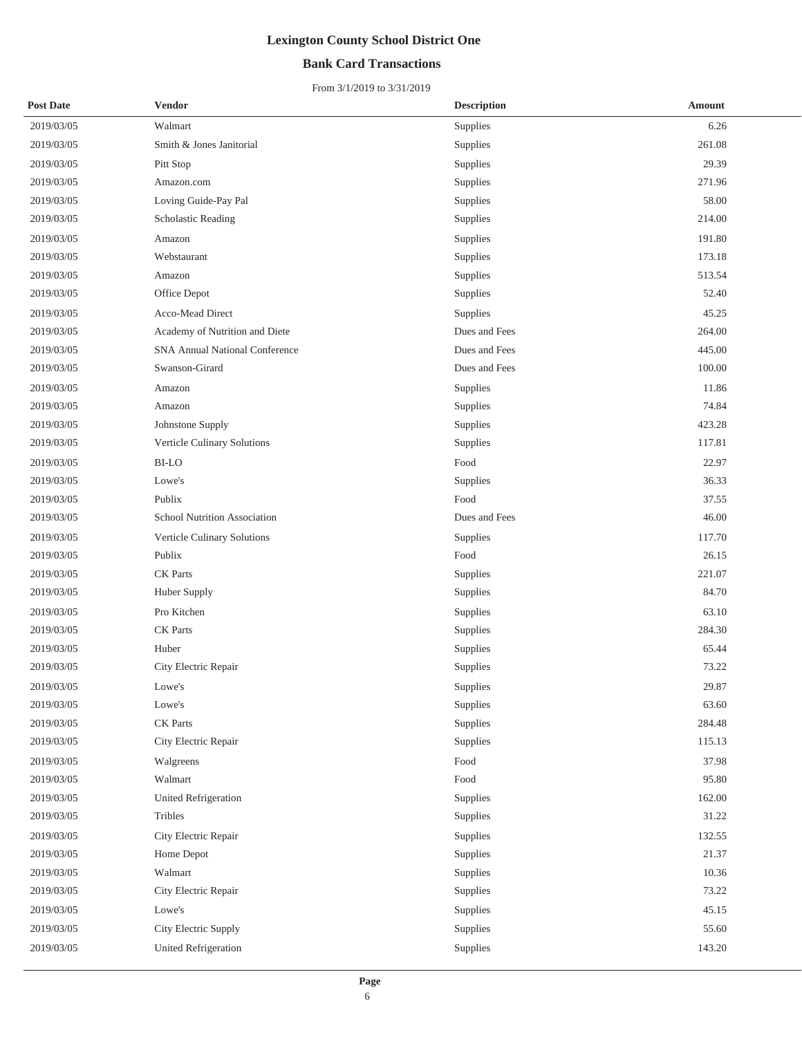# Lexington County School District One

## Bank Card Transactions

From 3/1/2019 to 3/31/2019

| Post Date | Vendor | Description | Amount |
|---|---|---|---|
| 2019/03/05 | Walmart | Supplies | 6.26 |
| 2019/03/05 | Smith & Jones Janitorial | Supplies | 261.08 |
| 2019/03/05 | Pitt Stop | Supplies | 29.39 |
| 2019/03/05 | Amazon.com | Supplies | 271.96 |
| 2019/03/05 | Loving Guide-Pay Pal | Supplies | 58.00 |
| 2019/03/05 | Scholastic Reading | Supplies | 214.00 |
| 2019/03/05 | Amazon | Supplies | 191.80 |
| 2019/03/05 | Webstaurant | Supplies | 173.18 |
| 2019/03/05 | Amazon | Supplies | 513.54 |
| 2019/03/05 | Office Depot | Supplies | 52.40 |
| 2019/03/05 | Acco-Mead Direct | Supplies | 45.25 |
| 2019/03/05 | Academy of Nutrition and Diete | Dues and Fees | 264.00 |
| 2019/03/05 | SNA Annual National Conference | Dues and Fees | 445.00 |
| 2019/03/05 | Swanson-Girard | Dues and Fees | 100.00 |
| 2019/03/05 | Amazon | Supplies | 11.86 |
| 2019/03/05 | Amazon | Supplies | 74.84 |
| 2019/03/05 | Johnstone Supply | Supplies | 423.28 |
| 2019/03/05 | Verticle Culinary Solutions | Supplies | 117.81 |
| 2019/03/05 | BI-LO | Food | 22.97 |
| 2019/03/05 | Lowe's | Supplies | 36.33 |
| 2019/03/05 | Publix | Food | 37.55 |
| 2019/03/05 | School Nutrition Association | Dues and Fees | 46.00 |
| 2019/03/05 | Verticle Culinary Solutions | Supplies | 117.70 |
| 2019/03/05 | Publix | Food | 26.15 |
| 2019/03/05 | CK Parts | Supplies | 221.07 |
| 2019/03/05 | Huber Supply | Supplies | 84.70 |
| 2019/03/05 | Pro Kitchen | Supplies | 63.10 |
| 2019/03/05 | CK Parts | Supplies | 284.30 |
| 2019/03/05 | Huber | Supplies | 65.44 |
| 2019/03/05 | City Electric Repair | Supplies | 73.22 |
| 2019/03/05 | Lowe's | Supplies | 29.87 |
| 2019/03/05 | Lowe's | Supplies | 63.60 |
| 2019/03/05 | CK Parts | Supplies | 284.48 |
| 2019/03/05 | City Electric Repair | Supplies | 115.13 |
| 2019/03/05 | Walgreens | Food | 37.98 |
| 2019/03/05 | Walmart | Food | 95.80 |
| 2019/03/05 | United Refrigeration | Supplies | 162.00 |
| 2019/03/05 | Tribles | Supplies | 31.22 |
| 2019/03/05 | City Electric Repair | Supplies | 132.55 |
| 2019/03/05 | Home Depot | Supplies | 21.37 |
| 2019/03/05 | Walmart | Supplies | 10.36 |
| 2019/03/05 | City Electric Repair | Supplies | 73.22 |
| 2019/03/05 | Lowe's | Supplies | 45.15 |
| 2019/03/05 | City Electric Supply | Supplies | 55.60 |
| 2019/03/05 | United Refrigeration | Supplies | 143.20 |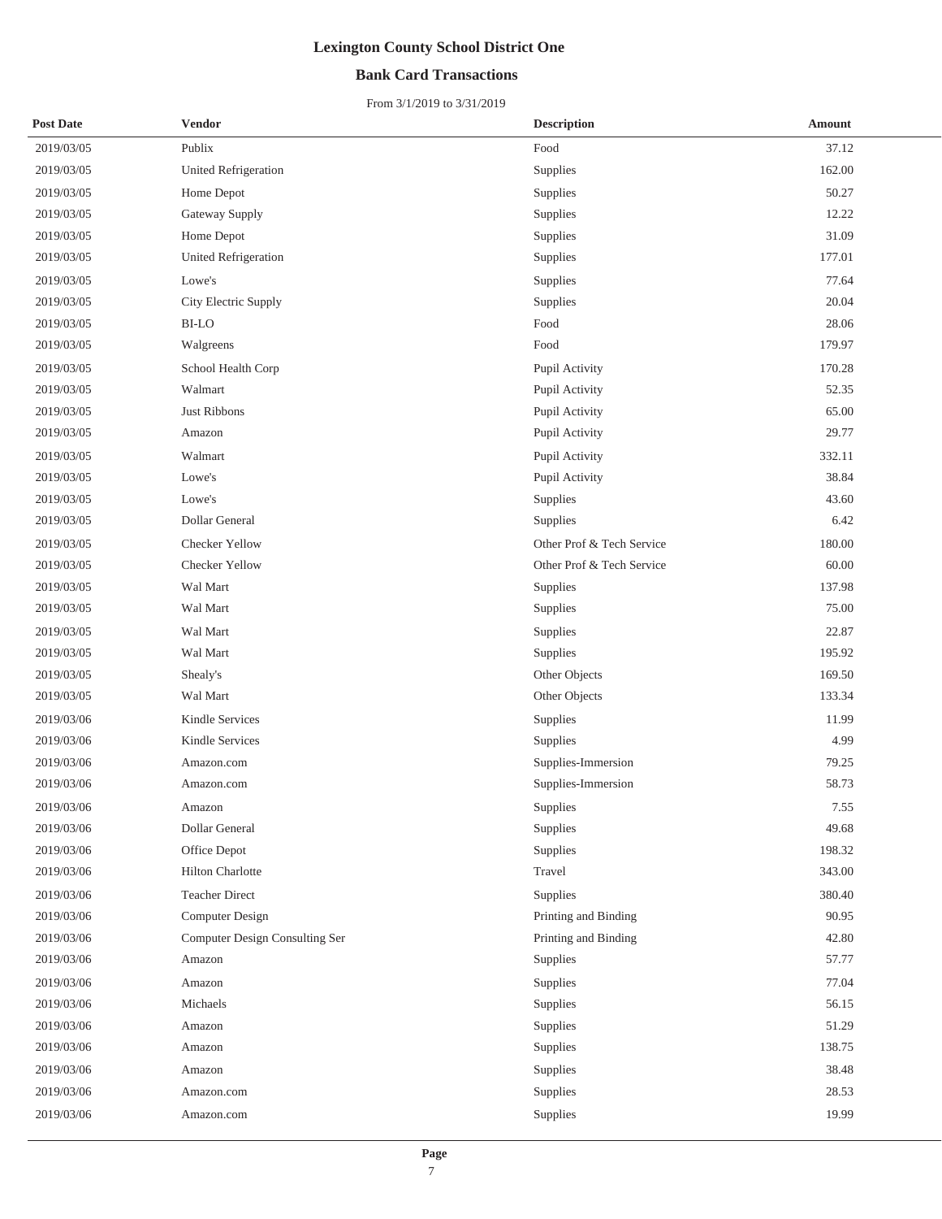# Lexington County School District One

## Bank Card Transactions

From 3/1/2019 to 3/31/2019

| Post Date | Vendor | Description | Amount |
|---|---|---|---|
| 2019/03/05 | Publix | Food | 37.12 |
| 2019/03/05 | United Refrigeration | Supplies | 162.00 |
| 2019/03/05 | Home Depot | Supplies | 50.27 |
| 2019/03/05 | Gateway Supply | Supplies | 12.22 |
| 2019/03/05 | Home Depot | Supplies | 31.09 |
| 2019/03/05 | United Refrigeration | Supplies | 177.01 |
| 2019/03/05 | Lowe's | Supplies | 77.64 |
| 2019/03/05 | City Electric Supply | Supplies | 20.04 |
| 2019/03/05 | BI-LO | Food | 28.06 |
| 2019/03/05 | Walgreens | Food | 179.97 |
| 2019/03/05 | School Health Corp | Pupil Activity | 170.28 |
| 2019/03/05 | Walmart | Pupil Activity | 52.35 |
| 2019/03/05 | Just Ribbons | Pupil Activity | 65.00 |
| 2019/03/05 | Amazon | Pupil Activity | 29.77 |
| 2019/03/05 | Walmart | Pupil Activity | 332.11 |
| 2019/03/05 | Lowe's | Pupil Activity | 38.84 |
| 2019/03/05 | Lowe's | Supplies | 43.60 |
| 2019/03/05 | Dollar General | Supplies | 6.42 |
| 2019/03/05 | Checker Yellow | Other Prof & Tech Service | 180.00 |
| 2019/03/05 | Checker Yellow | Other Prof & Tech Service | 60.00 |
| 2019/03/05 | Wal Mart | Supplies | 137.98 |
| 2019/03/05 | Wal Mart | Supplies | 75.00 |
| 2019/03/05 | Wal Mart | Supplies | 22.87 |
| 2019/03/05 | Wal Mart | Supplies | 195.92 |
| 2019/03/05 | Shealy's | Other Objects | 169.50 |
| 2019/03/05 | Wal Mart | Other Objects | 133.34 |
| 2019/03/06 | Kindle Services | Supplies | 11.99 |
| 2019/03/06 | Kindle Services | Supplies | 4.99 |
| 2019/03/06 | Amazon.com | Supplies-Immersion | 79.25 |
| 2019/03/06 | Amazon.com | Supplies-Immersion | 58.73 |
| 2019/03/06 | Amazon | Supplies | 7.55 |
| 2019/03/06 | Dollar General | Supplies | 49.68 |
| 2019/03/06 | Office Depot | Supplies | 198.32 |
| 2019/03/06 | Hilton Charlotte | Travel | 343.00 |
| 2019/03/06 | Teacher Direct | Supplies | 380.40 |
| 2019/03/06 | Computer Design | Printing and Binding | 90.95 |
| 2019/03/06 | Computer Design Consulting Ser | Printing and Binding | 42.80 |
| 2019/03/06 | Amazon | Supplies | 57.77 |
| 2019/03/06 | Amazon | Supplies | 77.04 |
| 2019/03/06 | Michaels | Supplies | 56.15 |
| 2019/03/06 | Amazon | Supplies | 51.29 |
| 2019/03/06 | Amazon | Supplies | 138.75 |
| 2019/03/06 | Amazon | Supplies | 38.48 |
| 2019/03/06 | Amazon.com | Supplies | 28.53 |
| 2019/03/06 | Amazon.com | Supplies | 19.99 |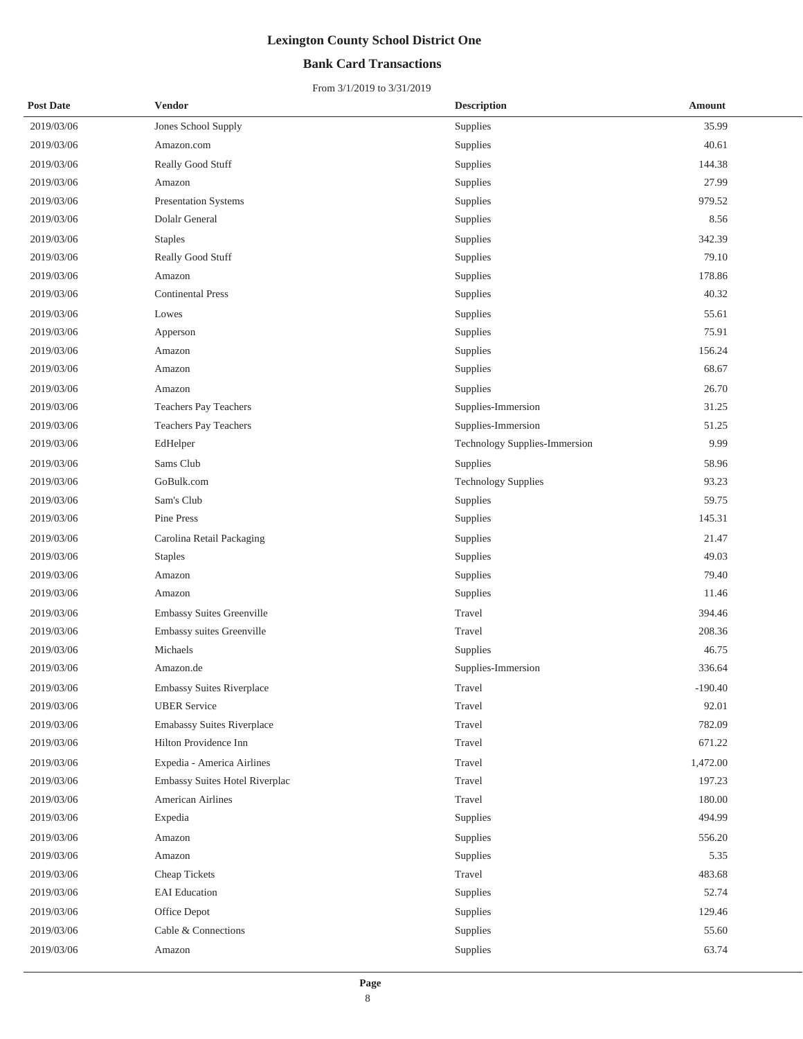# Lexington County School District One

## Bank Card Transactions

From 3/1/2019 to 3/31/2019

| Post Date | Vendor | Description | Amount |
|---|---|---|---|
| 2019/03/06 | Jones School Supply | Supplies | 35.99 |
| 2019/03/06 | Amazon.com | Supplies | 40.61 |
| 2019/03/06 | Really Good Stuff | Supplies | 144.38 |
| 2019/03/06 | Amazon | Supplies | 27.99 |
| 2019/03/06 | Presentation Systems | Supplies | 979.52 |
| 2019/03/06 | Dolalr General | Supplies | 8.56 |
| 2019/03/06 | Staples | Supplies | 342.39 |
| 2019/03/06 | Really Good Stuff | Supplies | 79.10 |
| 2019/03/06 | Amazon | Supplies | 178.86 |
| 2019/03/06 | Continental Press | Supplies | 40.32 |
| 2019/03/06 | Lowes | Supplies | 55.61 |
| 2019/03/06 | Apperson | Supplies | 75.91 |
| 2019/03/06 | Amazon | Supplies | 156.24 |
| 2019/03/06 | Amazon | Supplies | 68.67 |
| 2019/03/06 | Amazon | Supplies | 26.70 |
| 2019/03/06 | Teachers Pay Teachers | Supplies-Immersion | 31.25 |
| 2019/03/06 | Teachers Pay Teachers | Supplies-Immersion | 51.25 |
| 2019/03/06 | EdHelper | Technology Supplies-Immersion | 9.99 |
| 2019/03/06 | Sams Club | Supplies | 58.96 |
| 2019/03/06 | GoBulk.com | Technology Supplies | 93.23 |
| 2019/03/06 | Sam's Club | Supplies | 59.75 |
| 2019/03/06 | Pine Press | Supplies | 145.31 |
| 2019/03/06 | Carolina Retail Packaging | Supplies | 21.47 |
| 2019/03/06 | Staples | Supplies | 49.03 |
| 2019/03/06 | Amazon | Supplies | 79.40 |
| 2019/03/06 | Amazon | Supplies | 11.46 |
| 2019/03/06 | Embassy Suites Greenville | Travel | 394.46 |
| 2019/03/06 | Embassy suites Greenville | Travel | 208.36 |
| 2019/03/06 | Michaels | Supplies | 46.75 |
| 2019/03/06 | Amazon.de | Supplies-Immersion | 336.64 |
| 2019/03/06 | Embassy Suites Riverplace | Travel | -190.40 |
| 2019/03/06 | UBER Service | Travel | 92.01 |
| 2019/03/06 | Emabassy Suites Riverplace | Travel | 782.09 |
| 2019/03/06 | Hilton Providence Inn | Travel | 671.22 |
| 2019/03/06 | Expedia - America Airlines | Travel | 1,472.00 |
| 2019/03/06 | Embassy Suites Hotel Riverplac | Travel | 197.23 |
| 2019/03/06 | American Airlines | Travel | 180.00 |
| 2019/03/06 | Expedia | Supplies | 494.99 |
| 2019/03/06 | Amazon | Supplies | 556.20 |
| 2019/03/06 | Amazon | Supplies | 5.35 |
| 2019/03/06 | Cheap Tickets | Travel | 483.68 |
| 2019/03/06 | EAI Education | Supplies | 52.74 |
| 2019/03/06 | Office Depot | Supplies | 129.46 |
| 2019/03/06 | Cable & Connections | Supplies | 55.60 |
| 2019/03/06 | Amazon | Supplies | 63.74 |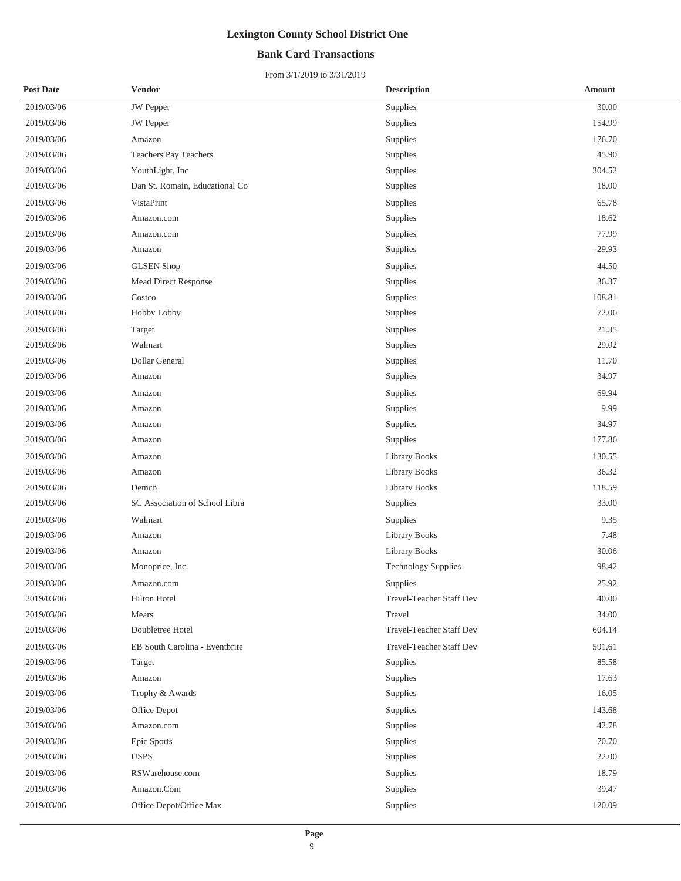# Lexington County School District One

## Bank Card Transactions

From 3/1/2019 to 3/31/2019

| Post Date | Vendor | Description | Amount |
|---|---|---|---|
| 2019/03/06 | JW Pepper | Supplies | 30.00 |
| 2019/03/06 | JW Pepper | Supplies | 154.99 |
| 2019/03/06 | Amazon | Supplies | 176.70 |
| 2019/03/06 | Teachers Pay Teachers | Supplies | 45.90 |
| 2019/03/06 | YouthLight, Inc | Supplies | 304.52 |
| 2019/03/06 | Dan St. Romain, Educational Co | Supplies | 18.00 |
| 2019/03/06 | VistaPrint | Supplies | 65.78 |
| 2019/03/06 | Amazon.com | Supplies | 18.62 |
| 2019/03/06 | Amazon.com | Supplies | 77.99 |
| 2019/03/06 | Amazon | Supplies | -29.93 |
| 2019/03/06 | GLSEN Shop | Supplies | 44.50 |
| 2019/03/06 | Mead Direct Response | Supplies | 36.37 |
| 2019/03/06 | Costco | Supplies | 108.81 |
| 2019/03/06 | Hobby Lobby | Supplies | 72.06 |
| 2019/03/06 | Target | Supplies | 21.35 |
| 2019/03/06 | Walmart | Supplies | 29.02 |
| 2019/03/06 | Dollar General | Supplies | 11.70 |
| 2019/03/06 | Amazon | Supplies | 34.97 |
| 2019/03/06 | Amazon | Supplies | 69.94 |
| 2019/03/06 | Amazon | Supplies | 9.99 |
| 2019/03/06 | Amazon | Supplies | 34.97 |
| 2019/03/06 | Amazon | Supplies | 177.86 |
| 2019/03/06 | Amazon | Library Books | 130.55 |
| 2019/03/06 | Amazon | Library Books | 36.32 |
| 2019/03/06 | Demco | Library Books | 118.59 |
| 2019/03/06 | SC Association of School Libra | Supplies | 33.00 |
| 2019/03/06 | Walmart | Supplies | 9.35 |
| 2019/03/06 | Amazon | Library Books | 7.48 |
| 2019/03/06 | Amazon | Library Books | 30.06 |
| 2019/03/06 | Monoprice, Inc. | Technology Supplies | 98.42 |
| 2019/03/06 | Amazon.com | Supplies | 25.92 |
| 2019/03/06 | Hilton Hotel | Travel-Teacher Staff Dev | 40.00 |
| 2019/03/06 | Mears | Travel | 34.00 |
| 2019/03/06 | Doubletree Hotel | Travel-Teacher Staff Dev | 604.14 |
| 2019/03/06 | EB South Carolina - Eventbrite | Travel-Teacher Staff Dev | 591.61 |
| 2019/03/06 | Target | Supplies | 85.58 |
| 2019/03/06 | Amazon | Supplies | 17.63 |
| 2019/03/06 | Trophy & Awards | Supplies | 16.05 |
| 2019/03/06 | Office Depot | Supplies | 143.68 |
| 2019/03/06 | Amazon.com | Supplies | 42.78 |
| 2019/03/06 | Epic Sports | Supplies | 70.70 |
| 2019/03/06 | USPS | Supplies | 22.00 |
| 2019/03/06 | RSWarehouse.com | Supplies | 18.79 |
| 2019/03/06 | Amazon.Com | Supplies | 39.47 |
| 2019/03/06 | Office Depot/Office Max | Supplies | 120.09 |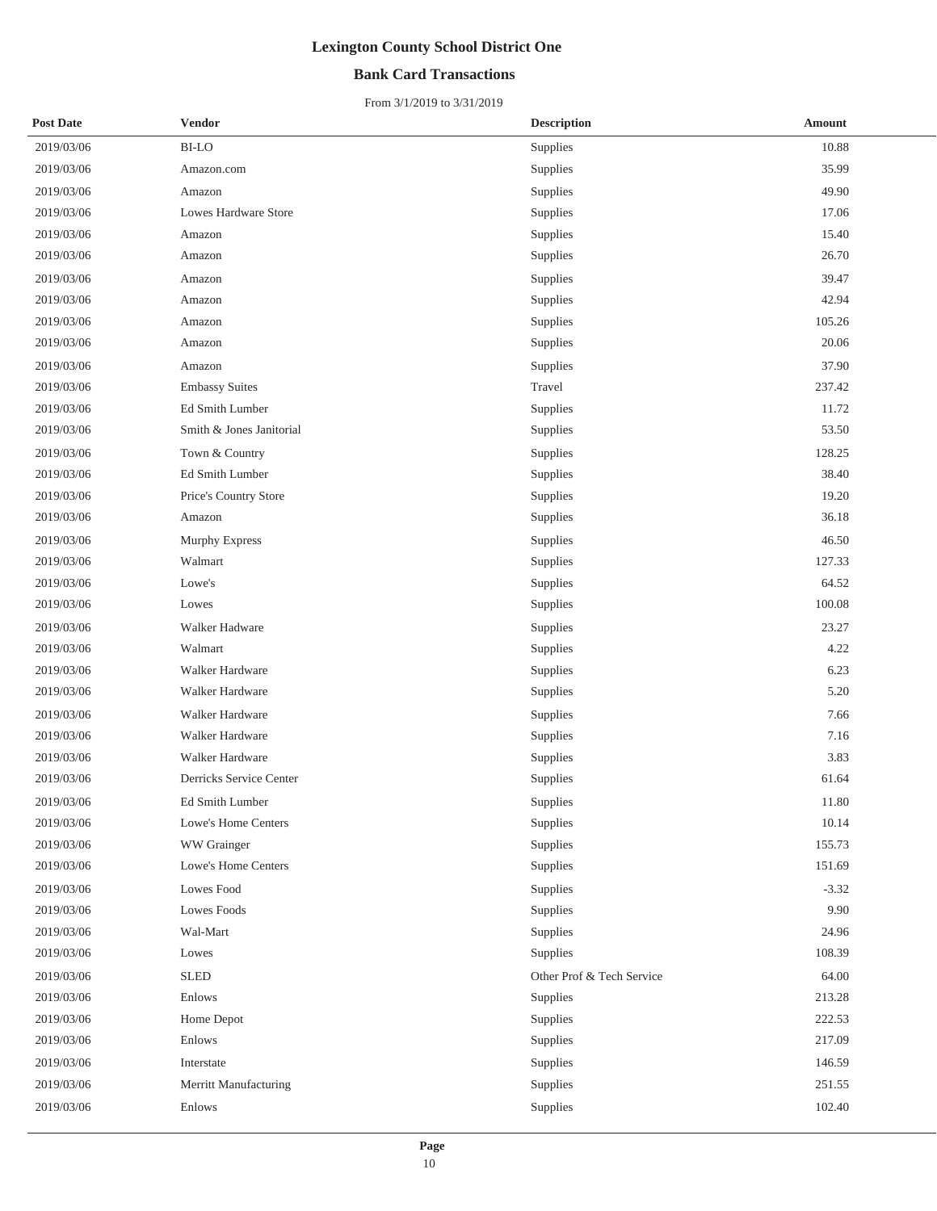# Lexington County School District One

## Bank Card Transactions

From 3/1/2019 to 3/31/2019

| Post Date | Vendor | Description | Amount |
|---|---|---|---|
| 2019/03/06 | BI-LO | Supplies | 10.88 |
| 2019/03/06 | Amazon.com | Supplies | 35.99 |
| 2019/03/06 | Amazon | Supplies | 49.90 |
| 2019/03/06 | Lowes Hardware Store | Supplies | 17.06 |
| 2019/03/06 | Amazon | Supplies | 15.40 |
| 2019/03/06 | Amazon | Supplies | 26.70 |
| 2019/03/06 | Amazon | Supplies | 39.47 |
| 2019/03/06 | Amazon | Supplies | 42.94 |
| 2019/03/06 | Amazon | Supplies | 105.26 |
| 2019/03/06 | Amazon | Supplies | 20.06 |
| 2019/03/06 | Amazon | Supplies | 37.90 |
| 2019/03/06 | Embassy Suites | Travel | 237.42 |
| 2019/03/06 | Ed Smith Lumber | Supplies | 11.72 |
| 2019/03/06 | Smith & Jones Janitorial | Supplies | 53.50 |
| 2019/03/06 | Town & Country | Supplies | 128.25 |
| 2019/03/06 | Ed Smith Lumber | Supplies | 38.40 |
| 2019/03/06 | Price's Country Store | Supplies | 19.20 |
| 2019/03/06 | Amazon | Supplies | 36.18 |
| 2019/03/06 | Murphy Express | Supplies | 46.50 |
| 2019/03/06 | Walmart | Supplies | 127.33 |
| 2019/03/06 | Lowe's | Supplies | 64.52 |
| 2019/03/06 | Lowes | Supplies | 100.08 |
| 2019/03/06 | Walker Hadware | Supplies | 23.27 |
| 2019/03/06 | Walmart | Supplies | 4.22 |
| 2019/03/06 | Walker Hardware | Supplies | 6.23 |
| 2019/03/06 | Walker Hardware | Supplies | 5.20 |
| 2019/03/06 | Walker Hardware | Supplies | 7.66 |
| 2019/03/06 | Walker Hardware | Supplies | 7.16 |
| 2019/03/06 | Walker Hardware | Supplies | 3.83 |
| 2019/03/06 | Derricks Service Center | Supplies | 61.64 |
| 2019/03/06 | Ed Smith Lumber | Supplies | 11.80 |
| 2019/03/06 | Lowe's Home Centers | Supplies | 10.14 |
| 2019/03/06 | WW Grainger | Supplies | 155.73 |
| 2019/03/06 | Lowe's Home Centers | Supplies | 151.69 |
| 2019/03/06 | Lowes Food | Supplies | -3.32 |
| 2019/03/06 | Lowes Foods | Supplies | 9.90 |
| 2019/03/06 | Wal-Mart | Supplies | 24.96 |
| 2019/03/06 | Lowes | Supplies | 108.39 |
| 2019/03/06 | SLED | Other Prof & Tech Service | 64.00 |
| 2019/03/06 | Enlows | Supplies | 213.28 |
| 2019/03/06 | Home Depot | Supplies | 222.53 |
| 2019/03/06 | Enlows | Supplies | 217.09 |
| 2019/03/06 | Interstate | Supplies | 146.59 |
| 2019/03/06 | Merritt Manufacturing | Supplies | 251.55 |
| 2019/03/06 | Enlows | Supplies | 102.40 |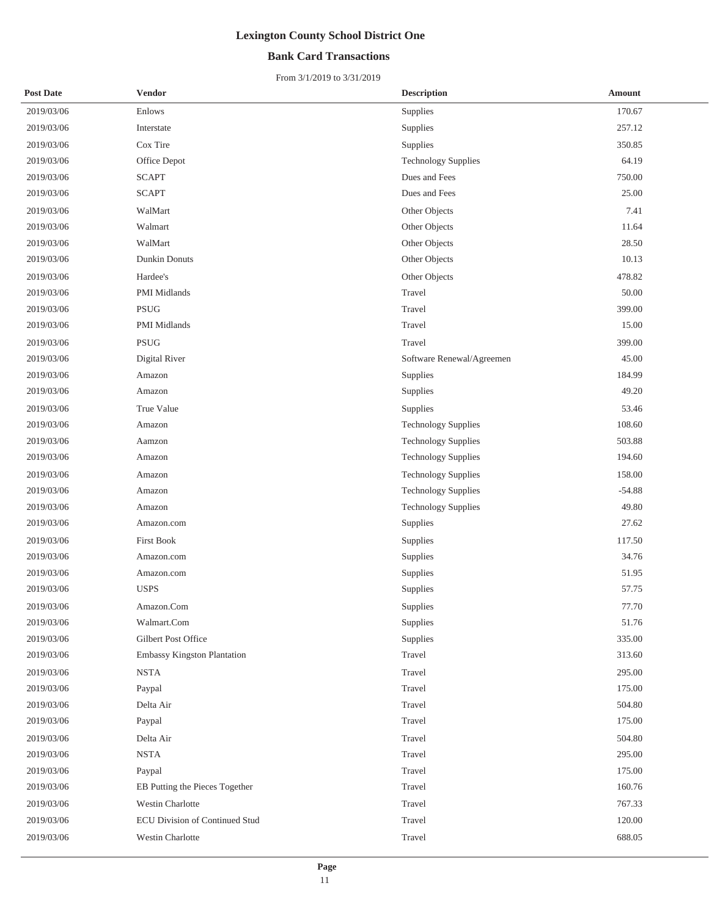# Lexington County School District One

## Bank Card Transactions

From 3/1/2019 to 3/31/2019

| Post Date | Vendor | Description | Amount |
|---|---|---|---|
| 2019/03/06 | Enlows | Supplies | 170.67 |
| 2019/03/06 | Interstate | Supplies | 257.12 |
| 2019/03/06 | Cox Tire | Supplies | 350.85 |
| 2019/03/06 | Office Depot | Technology Supplies | 64.19 |
| 2019/03/06 | SCAPT | Dues and Fees | 750.00 |
| 2019/03/06 | SCAPT | Dues and Fees | 25.00 |
| 2019/03/06 | WalMart | Other Objects | 7.41 |
| 2019/03/06 | Walmart | Other Objects | 11.64 |
| 2019/03/06 | WalMart | Other Objects | 28.50 |
| 2019/03/06 | Dunkin Donuts | Other Objects | 10.13 |
| 2019/03/06 | Hardee's | Other Objects | 478.82 |
| 2019/03/06 | PMI Midlands | Travel | 50.00 |
| 2019/03/06 | PSUG | Travel | 399.00 |
| 2019/03/06 | PMI Midlands | Travel | 15.00 |
| 2019/03/06 | PSUG | Travel | 399.00 |
| 2019/03/06 | Digital River | Software Renewal/Agreemen | 45.00 |
| 2019/03/06 | Amazon | Supplies | 184.99 |
| 2019/03/06 | Amazon | Supplies | 49.20 |
| 2019/03/06 | True Value | Supplies | 53.46 |
| 2019/03/06 | Amazon | Technology Supplies | 108.60 |
| 2019/03/06 | Aamzon | Technology Supplies | 503.88 |
| 2019/03/06 | Amazon | Technology Supplies | 194.60 |
| 2019/03/06 | Amazon | Technology Supplies | 158.00 |
| 2019/03/06 | Amazon | Technology Supplies | -54.88 |
| 2019/03/06 | Amazon | Technology Supplies | 49.80 |
| 2019/03/06 | Amazon.com | Supplies | 27.62 |
| 2019/03/06 | First Book | Supplies | 117.50 |
| 2019/03/06 | Amazon.com | Supplies | 34.76 |
| 2019/03/06 | Amazon.com | Supplies | 51.95 |
| 2019/03/06 | USPS | Supplies | 57.75 |
| 2019/03/06 | Amazon.Com | Supplies | 77.70 |
| 2019/03/06 | Walmart.Com | Supplies | 51.76 |
| 2019/03/06 | Gilbert Post Office | Supplies | 335.00 |
| 2019/03/06 | Embassy Kingston Plantation | Travel | 313.60 |
| 2019/03/06 | NSTA | Travel | 295.00 |
| 2019/03/06 | Paypal | Travel | 175.00 |
| 2019/03/06 | Delta Air | Travel | 504.80 |
| 2019/03/06 | Paypal | Travel | 175.00 |
| 2019/03/06 | Delta Air | Travel | 504.80 |
| 2019/03/06 | NSTA | Travel | 295.00 |
| 2019/03/06 | Paypal | Travel | 175.00 |
| 2019/03/06 | EB Putting the Pieces Together | Travel | 160.76 |
| 2019/03/06 | Westin Charlotte | Travel | 767.33 |
| 2019/03/06 | ECU Division of Continued Stud | Travel | 120.00 |
| 2019/03/06 | Westin Charlotte | Travel | 688.05 |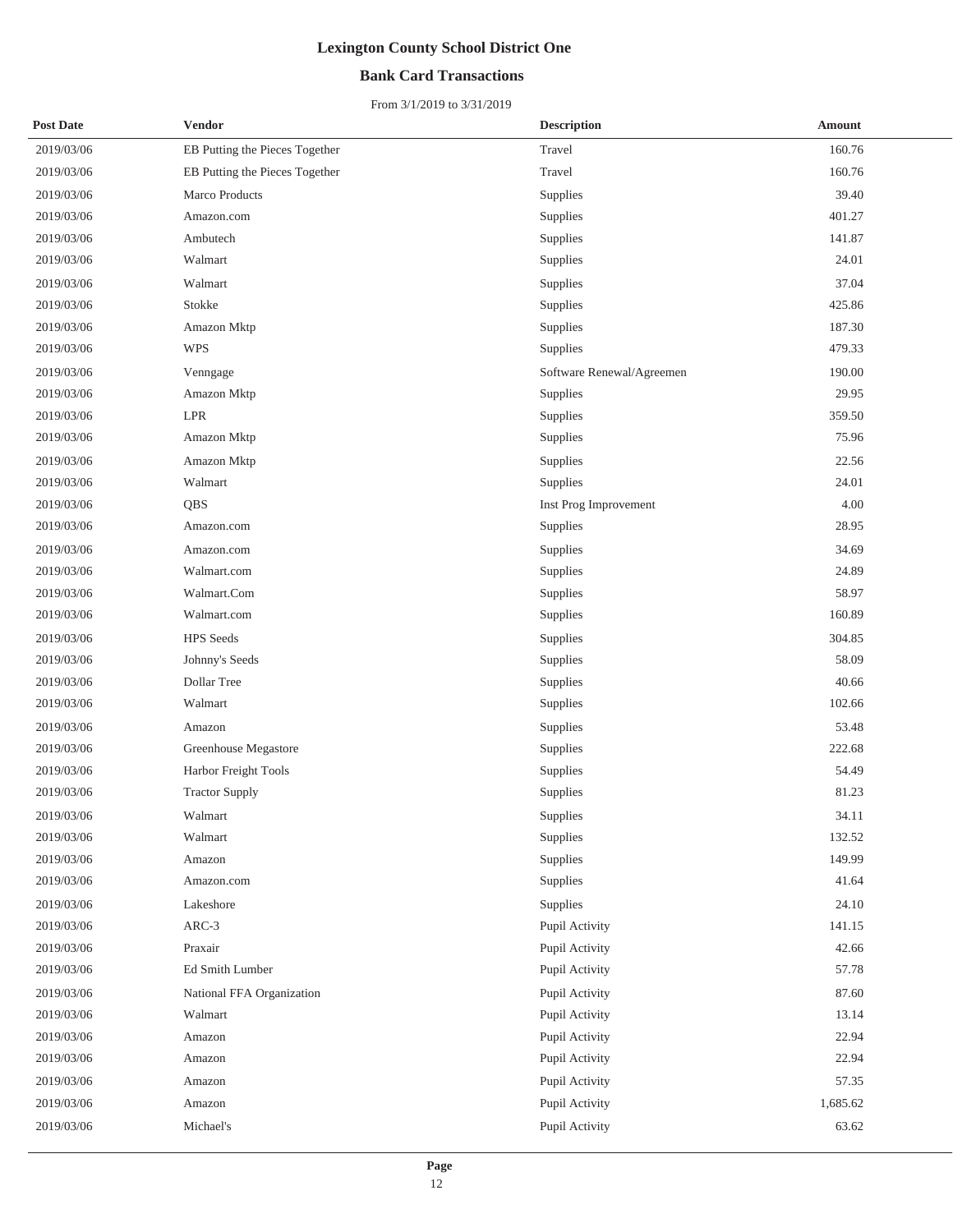# Lexington County School District One

## Bank Card Transactions

From 3/1/2019 to 3/31/2019

| Post Date | Vendor | Description | Amount |
|---|---|---|---|
| 2019/03/06 | EB Putting the Pieces Together | Travel | 160.76 |
| 2019/03/06 | EB Putting the Pieces Together | Travel | 160.76 |
| 2019/03/06 | Marco Products | Supplies | 39.40 |
| 2019/03/06 | Amazon.com | Supplies | 401.27 |
| 2019/03/06 | Ambutech | Supplies | 141.87 |
| 2019/03/06 | Walmart | Supplies | 24.01 |
| 2019/03/06 | Walmart | Supplies | 37.04 |
| 2019/03/06 | Stokke | Supplies | 425.86 |
| 2019/03/06 | Amazon Mktp | Supplies | 187.30 |
| 2019/03/06 | WPS | Supplies | 479.33 |
| 2019/03/06 | Venngage | Software Renewal/Agreemen | 190.00 |
| 2019/03/06 | Amazon Mktp | Supplies | 29.95 |
| 2019/03/06 | LPR | Supplies | 359.50 |
| 2019/03/06 | Amazon Mktp | Supplies | 75.96 |
| 2019/03/06 | Amazon Mktp | Supplies | 22.56 |
| 2019/03/06 | Walmart | Supplies | 24.01 |
| 2019/03/06 | QBS | Inst Prog Improvement | 4.00 |
| 2019/03/06 | Amazon.com | Supplies | 28.95 |
| 2019/03/06 | Amazon.com | Supplies | 34.69 |
| 2019/03/06 | Walmart.com | Supplies | 24.89 |
| 2019/03/06 | Walmart.Com | Supplies | 58.97 |
| 2019/03/06 | Walmart.com | Supplies | 160.89 |
| 2019/03/06 | HPS Seeds | Supplies | 304.85 |
| 2019/03/06 | Johnny's Seeds | Supplies | 58.09 |
| 2019/03/06 | Dollar Tree | Supplies | 40.66 |
| 2019/03/06 | Walmart | Supplies | 102.66 |
| 2019/03/06 | Amazon | Supplies | 53.48 |
| 2019/03/06 | Greenhouse Megastore | Supplies | 222.68 |
| 2019/03/06 | Harbor Freight Tools | Supplies | 54.49 |
| 2019/03/06 | Tractor Supply | Supplies | 81.23 |
| 2019/03/06 | Walmart | Supplies | 34.11 |
| 2019/03/06 | Walmart | Supplies | 132.52 |
| 2019/03/06 | Amazon | Supplies | 149.99 |
| 2019/03/06 | Amazon.com | Supplies | 41.64 |
| 2019/03/06 | Lakeshore | Supplies | 24.10 |
| 2019/03/06 | ARC-3 | Pupil Activity | 141.15 |
| 2019/03/06 | Praxair | Pupil Activity | 42.66 |
| 2019/03/06 | Ed Smith Lumber | Pupil Activity | 57.78 |
| 2019/03/06 | National FFA Organization | Pupil Activity | 87.60 |
| 2019/03/06 | Walmart | Pupil Activity | 13.14 |
| 2019/03/06 | Amazon | Pupil Activity | 22.94 |
| 2019/03/06 | Amazon | Pupil Activity | 22.94 |
| 2019/03/06 | Amazon | Pupil Activity | 57.35 |
| 2019/03/06 | Amazon | Pupil Activity | 1,685.62 |
| 2019/03/06 | Michael's | Pupil Activity | 63.62 |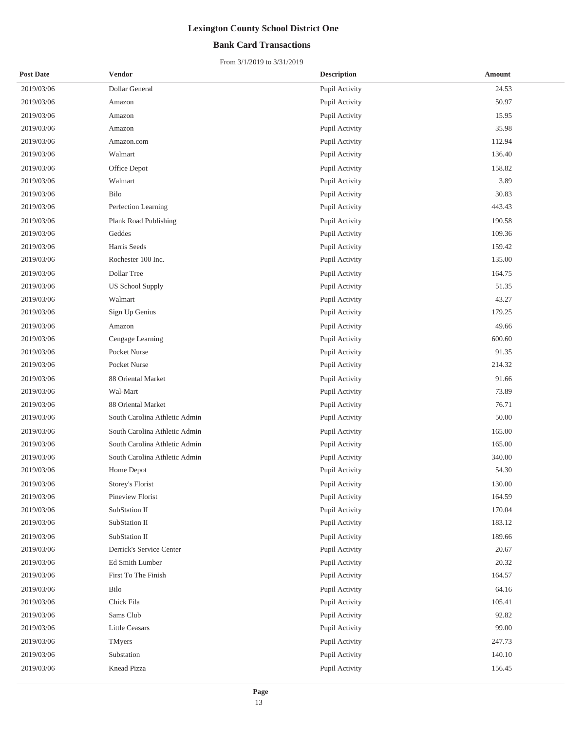# Lexington County School District One

## Bank Card Transactions

From 3/1/2019 to 3/31/2019

| Post Date | Vendor | Description | Amount |
|---|---|---|---|
| 2019/03/06 | Dollar General | Pupil Activity | 24.53 |
| 2019/03/06 | Amazon | Pupil Activity | 50.97 |
| 2019/03/06 | Amazon | Pupil Activity | 15.95 |
| 2019/03/06 | Amazon | Pupil Activity | 35.98 |
| 2019/03/06 | Amazon.com | Pupil Activity | 112.94 |
| 2019/03/06 | Walmart | Pupil Activity | 136.40 |
| 2019/03/06 | Office Depot | Pupil Activity | 158.82 |
| 2019/03/06 | Walmart | Pupil Activity | 3.89 |
| 2019/03/06 | Bilo | Pupil Activity | 30.83 |
| 2019/03/06 | Perfection Learning | Pupil Activity | 443.43 |
| 2019/03/06 | Plank Road Publishing | Pupil Activity | 190.58 |
| 2019/03/06 | Geddes | Pupil Activity | 109.36 |
| 2019/03/06 | Harris Seeds | Pupil Activity | 159.42 |
| 2019/03/06 | Rochester 100 Inc. | Pupil Activity | 135.00 |
| 2019/03/06 | Dollar Tree | Pupil Activity | 164.75 |
| 2019/03/06 | US School Supply | Pupil Activity | 51.35 |
| 2019/03/06 | Walmart | Pupil Activity | 43.27 |
| 2019/03/06 | Sign Up Genius | Pupil Activity | 179.25 |
| 2019/03/06 | Amazon | Pupil Activity | 49.66 |
| 2019/03/06 | Cengage Learning | Pupil Activity | 600.60 |
| 2019/03/06 | Pocket Nurse | Pupil Activity | 91.35 |
| 2019/03/06 | Pocket Nurse | Pupil Activity | 214.32 |
| 2019/03/06 | 88 Oriental Market | Pupil Activity | 91.66 |
| 2019/03/06 | Wal-Mart | Pupil Activity | 73.89 |
| 2019/03/06 | 88 Oriental Market | Pupil Activity | 76.71 |
| 2019/03/06 | South Carolina Athletic Admin | Pupil Activity | 50.00 |
| 2019/03/06 | South Carolina Athletic Admin | Pupil Activity | 165.00 |
| 2019/03/06 | South Carolina Athletic Admin | Pupil Activity | 165.00 |
| 2019/03/06 | South Carolina Athletic Admin | Pupil Activity | 340.00 |
| 2019/03/06 | Home Depot | Pupil Activity | 54.30 |
| 2019/03/06 | Storey's Florist | Pupil Activity | 130.00 |
| 2019/03/06 | Pineview Florist | Pupil Activity | 164.59 |
| 2019/03/06 | SubStation II | Pupil Activity | 170.04 |
| 2019/03/06 | SubStation II | Pupil Activity | 183.12 |
| 2019/03/06 | SubStation II | Pupil Activity | 189.66 |
| 2019/03/06 | Derrick's Service Center | Pupil Activity | 20.67 |
| 2019/03/06 | Ed Smith Lumber | Pupil Activity | 20.32 |
| 2019/03/06 | First To The Finish | Pupil Activity | 164.57 |
| 2019/03/06 | Bilo | Pupil Activity | 64.16 |
| 2019/03/06 | Chick Fila | Pupil Activity | 105.41 |
| 2019/03/06 | Sams Club | Pupil Activity | 92.82 |
| 2019/03/06 | Little Ceasars | Pupil Activity | 99.00 |
| 2019/03/06 | TMyers | Pupil Activity | 247.73 |
| 2019/03/06 | Substation | Pupil Activity | 140.10 |
| 2019/03/06 | Knead Pizza | Pupil Activity | 156.45 |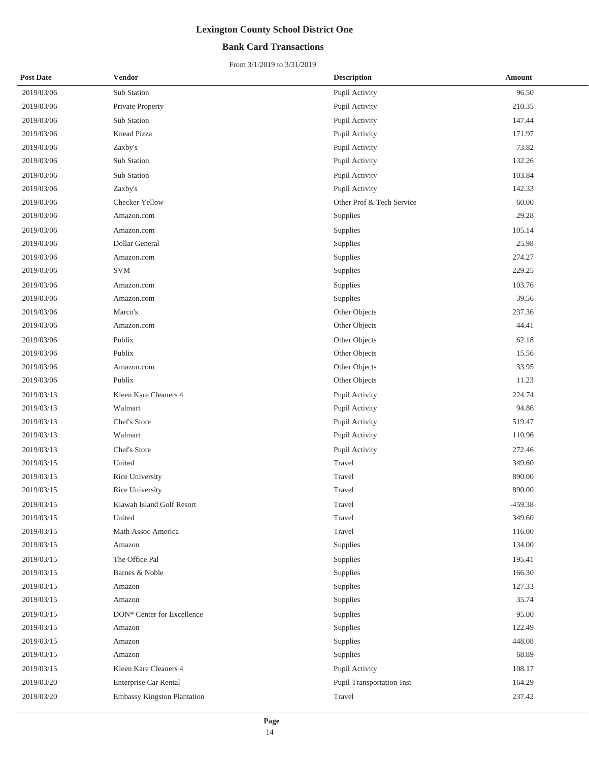# Lexington County School District One

## Bank Card Transactions

From 3/1/2019 to 3/31/2019

| Post Date | Vendor | Description | Amount |
|---|---|---|---|
| 2019/03/06 | Sub Station | Pupil Activity | 96.50 |
| 2019/03/06 | Private Property | Pupil Activity | 210.35 |
| 2019/03/06 | Sub Station | Pupil Activity | 147.44 |
| 2019/03/06 | Knead Pizza | Pupil Activity | 171.97 |
| 2019/03/06 | Zaxby's | Pupil Activity | 73.82 |
| 2019/03/06 | Sub Station | Pupil Activity | 132.26 |
| 2019/03/06 | Sub Station | Pupil Activity | 103.84 |
| 2019/03/06 | Zaxby's | Pupil Activity | 142.33 |
| 2019/03/06 | Checker Yellow | Other Prof & Tech Service | 60.00 |
| 2019/03/06 | Amazon.com | Supplies | 29.28 |
| 2019/03/06 | Amazon.com | Supplies | 105.14 |
| 2019/03/06 | Dollar General | Supplies | 25.98 |
| 2019/03/06 | Amazon.com | Supplies | 274.27 |
| 2019/03/06 | SVM | Supplies | 229.25 |
| 2019/03/06 | Amazon.com | Supplies | 103.76 |
| 2019/03/06 | Amazon.com | Supplies | 39.56 |
| 2019/03/06 | Marco's | Other Objects | 237.36 |
| 2019/03/06 | Amazon.com | Other Objects | 44.41 |
| 2019/03/06 | Publix | Other Objects | 62.18 |
| 2019/03/06 | Publix | Other Objects | 15.56 |
| 2019/03/06 | Amazon.com | Other Objects | 33.95 |
| 2019/03/06 | Publix | Other Objects | 11.23 |
| 2019/03/13 | Kleen Kare Cleaners 4 | Pupil Activity | 224.74 |
| 2019/03/13 | Walmart | Pupil Activity | 94.86 |
| 2019/03/13 | Chef's Store | Pupil Activity | 519.47 |
| 2019/03/13 | Walmart | Pupil Activity | 110.96 |
| 2019/03/13 | Chef's Store | Pupil Activity | 272.46 |
| 2019/03/15 | United | Travel | 349.60 |
| 2019/03/15 | Rice University | Travel | 890.00 |
| 2019/03/15 | Rice University | Travel | 890.00 |
| 2019/03/15 | Kiawah Island Golf Resort | Travel | -459.38 |
| 2019/03/15 | United | Travel | 349.60 |
| 2019/03/15 | Math Assoc America | Travel | 116.00 |
| 2019/03/15 | Amazon | Supplies | 134.00 |
| 2019/03/15 | The Office Pal | Supplies | 195.41 |
| 2019/03/15 | Barnes & Noble | Supplies | 166.30 |
| 2019/03/15 | Amazon | Supplies | 127.33 |
| 2019/03/15 | Amazon | Supplies | 35.74 |
| 2019/03/15 | DON* Center for Excellence | Supplies | 95.00 |
| 2019/03/15 | Amazon | Supplies | 122.49 |
| 2019/03/15 | Amazon | Supplies | 448.08 |
| 2019/03/15 | Amazon | Supplies | 68.89 |
| 2019/03/15 | Kleen Kare Cleaners 4 | Pupil Activity | 108.17 |
| 2019/03/20 | Enterprise Car Rental | Pupil Transportation-Inst | 164.29 |
| 2019/03/20 | Embassy Kingston Plantation | Travel | 237.42 |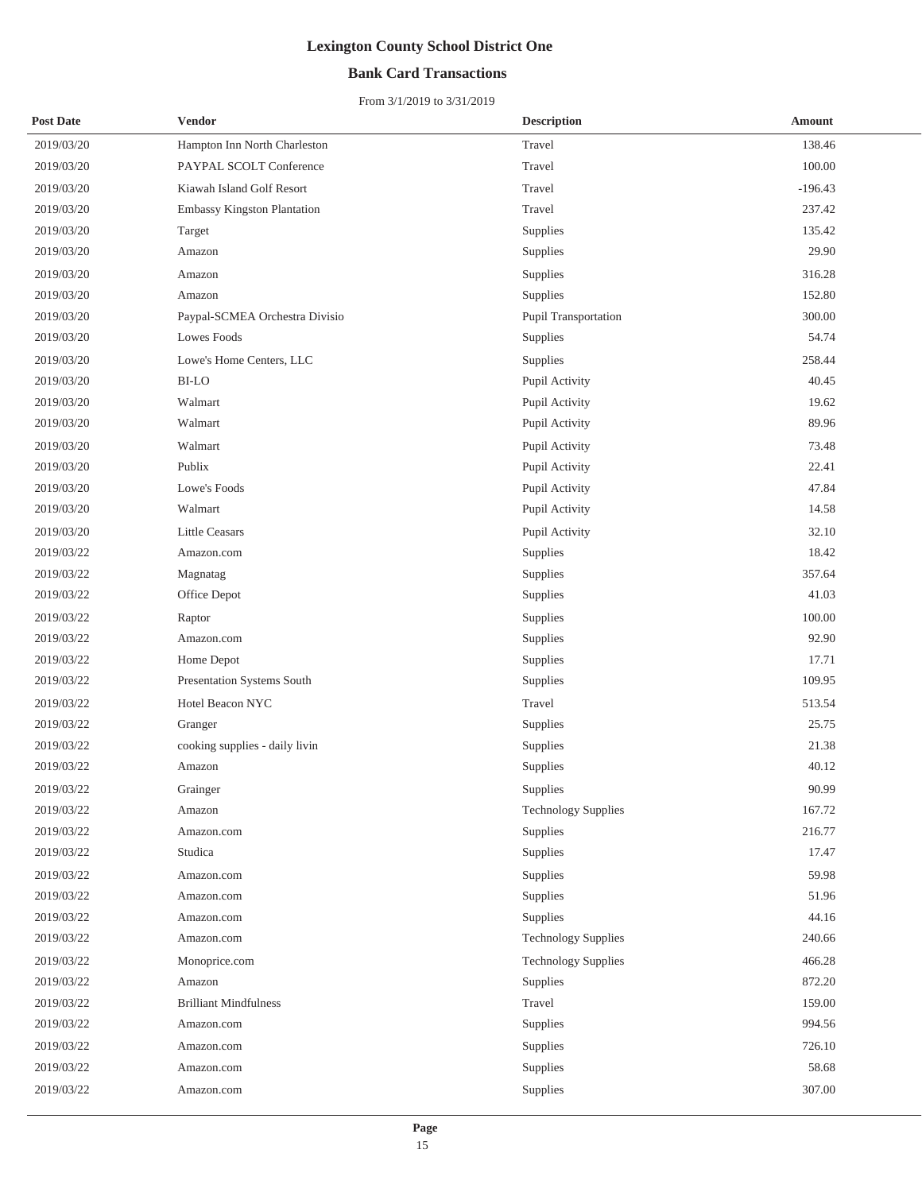# Lexington County School District One

## Bank Card Transactions

From 3/1/2019 to 3/31/2019

| Post Date | Vendor | Description | Amount |
|---|---|---|---|
| 2019/03/20 | Hampton Inn North Charleston | Travel | 138.46 |
| 2019/03/20 | PAYPAL SCOLT Conference | Travel | 100.00 |
| 2019/03/20 | Kiawah Island Golf Resort | Travel | -196.43 |
| 2019/03/20 | Embassy Kingston Plantation | Travel | 237.42 |
| 2019/03/20 | Target | Supplies | 135.42 |
| 2019/03/20 | Amazon | Supplies | 29.90 |
| 2019/03/20 | Amazon | Supplies | 316.28 |
| 2019/03/20 | Amazon | Supplies | 152.80 |
| 2019/03/20 | Paypal-SCMEA Orchestra Divisio | Pupil Transportation | 300.00 |
| 2019/03/20 | Lowes Foods | Supplies | 54.74 |
| 2019/03/20 | Lowe's Home Centers, LLC | Supplies | 258.44 |
| 2019/03/20 | BI-LO | Pupil Activity | 40.45 |
| 2019/03/20 | Walmart | Pupil Activity | 19.62 |
| 2019/03/20 | Walmart | Pupil Activity | 89.96 |
| 2019/03/20 | Walmart | Pupil Activity | 73.48 |
| 2019/03/20 | Publix | Pupil Activity | 22.41 |
| 2019/03/20 | Lowe's Foods | Pupil Activity | 47.84 |
| 2019/03/20 | Walmart | Pupil Activity | 14.58 |
| 2019/03/20 | Little Ceasars | Pupil Activity | 32.10 |
| 2019/03/22 | Amazon.com | Supplies | 18.42 |
| 2019/03/22 | Magnatag | Supplies | 357.64 |
| 2019/03/22 | Office Depot | Supplies | 41.03 |
| 2019/03/22 | Raptor | Supplies | 100.00 |
| 2019/03/22 | Amazon.com | Supplies | 92.90 |
| 2019/03/22 | Home Depot | Supplies | 17.71 |
| 2019/03/22 | Presentation Systems South | Supplies | 109.95 |
| 2019/03/22 | Hotel Beacon NYC | Travel | 513.54 |
| 2019/03/22 | Granger | Supplies | 25.75 |
| 2019/03/22 | cooking supplies - daily livin | Supplies | 21.38 |
| 2019/03/22 | Amazon | Supplies | 40.12 |
| 2019/03/22 | Grainger | Supplies | 90.99 |
| 2019/03/22 | Amazon | Technology Supplies | 167.72 |
| 2019/03/22 | Amazon.com | Supplies | 216.77 |
| 2019/03/22 | Studica | Supplies | 17.47 |
| 2019/03/22 | Amazon.com | Supplies | 59.98 |
| 2019/03/22 | Amazon.com | Supplies | 51.96 |
| 2019/03/22 | Amazon.com | Supplies | 44.16 |
| 2019/03/22 | Amazon.com | Technology Supplies | 240.66 |
| 2019/03/22 | Monoprice.com | Technology Supplies | 466.28 |
| 2019/03/22 | Amazon | Supplies | 872.20 |
| 2019/03/22 | Brilliant Mindfulness | Travel | 159.00 |
| 2019/03/22 | Amazon.com | Supplies | 994.56 |
| 2019/03/22 | Amazon.com | Supplies | 726.10 |
| 2019/03/22 | Amazon.com | Supplies | 58.68 |
| 2019/03/22 | Amazon.com | Supplies | 307.00 |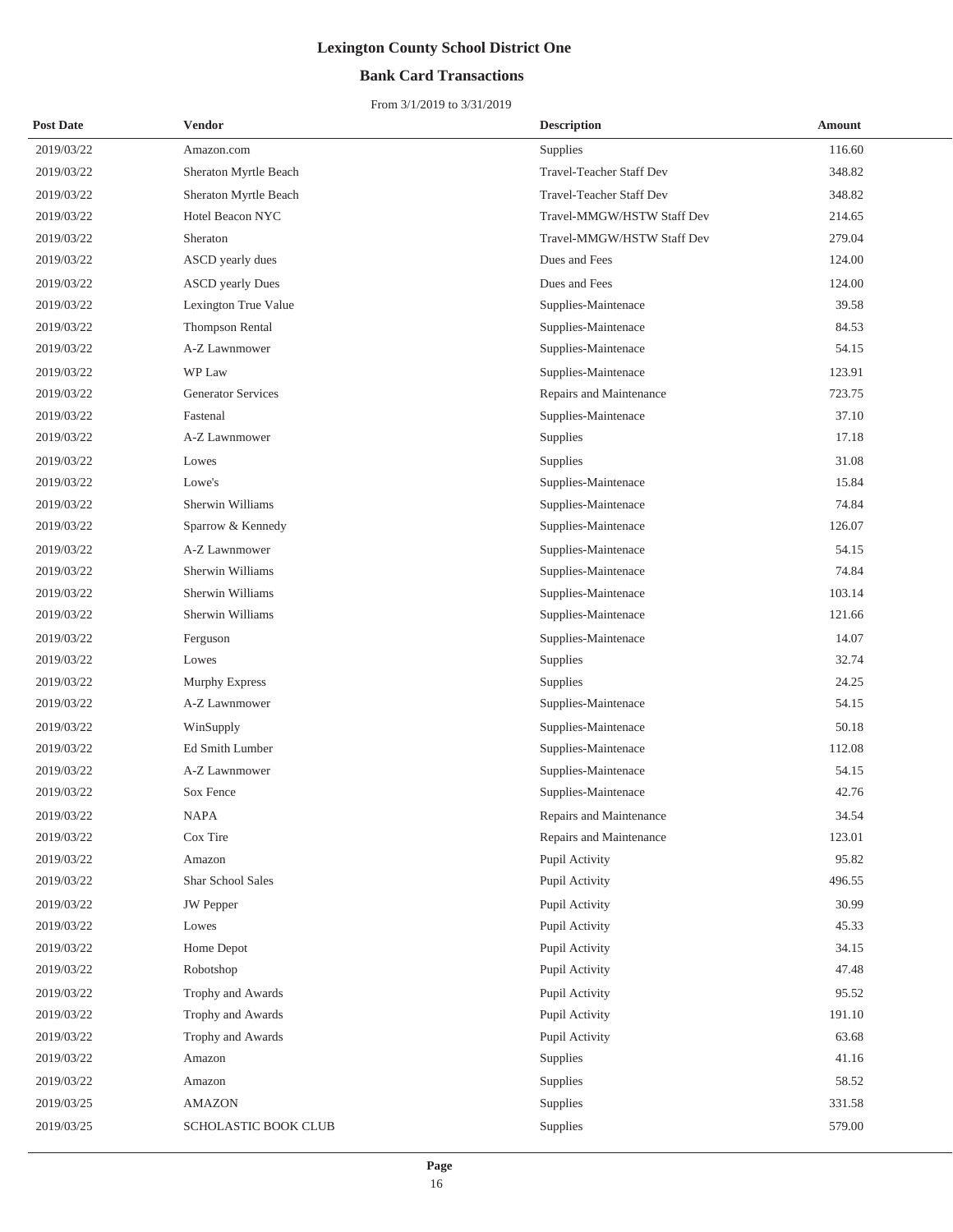# Lexington County School District One

## Bank Card Transactions

From 3/1/2019 to 3/31/2019

| Post Date | Vendor | Description | Amount |
|---|---|---|---|
| 2019/03/22 | Amazon.com | Supplies | 116.60 |
| 2019/03/22 | Sheraton Myrtle Beach | Travel-Teacher Staff Dev | 348.82 |
| 2019/03/22 | Sheraton Myrtle Beach | Travel-Teacher Staff Dev | 348.82 |
| 2019/03/22 | Hotel Beacon NYC | Travel-MMGW/HSTW Staff Dev | 214.65 |
| 2019/03/22 | Sheraton | Travel-MMGW/HSTW Staff Dev | 279.04 |
| 2019/03/22 | ASCD yearly dues | Dues and Fees | 124.00 |
| 2019/03/22 | ASCD yearly Dues | Dues and Fees | 124.00 |
| 2019/03/22 | Lexington True Value | Supplies-Maintenace | 39.58 |
| 2019/03/22 | Thompson Rental | Supplies-Maintenace | 84.53 |
| 2019/03/22 | A-Z Lawnmower | Supplies-Maintenace | 54.15 |
| 2019/03/22 | WP Law | Supplies-Maintenace | 123.91 |
| 2019/03/22 | Generator Services | Repairs and Maintenance | 723.75 |
| 2019/03/22 | Fastenal | Supplies-Maintenace | 37.10 |
| 2019/03/22 | A-Z Lawnmower | Supplies | 17.18 |
| 2019/03/22 | Lowes | Supplies | 31.08 |
| 2019/03/22 | Lowe's | Supplies-Maintenace | 15.84 |
| 2019/03/22 | Sherwin Williams | Supplies-Maintenace | 74.84 |
| 2019/03/22 | Sparrow & Kennedy | Supplies-Maintenace | 126.07 |
| 2019/03/22 | A-Z Lawnmower | Supplies-Maintenace | 54.15 |
| 2019/03/22 | Sherwin Williams | Supplies-Maintenace | 74.84 |
| 2019/03/22 | Sherwin Williams | Supplies-Maintenace | 103.14 |
| 2019/03/22 | Sherwin Williams | Supplies-Maintenace | 121.66 |
| 2019/03/22 | Ferguson | Supplies-Maintenace | 14.07 |
| 2019/03/22 | Lowes | Supplies | 32.74 |
| 2019/03/22 | Murphy Express | Supplies | 24.25 |
| 2019/03/22 | A-Z Lawnmower | Supplies-Maintenace | 54.15 |
| 2019/03/22 | WinSupply | Supplies-Maintenace | 50.18 |
| 2019/03/22 | Ed Smith Lumber | Supplies-Maintenace | 112.08 |
| 2019/03/22 | A-Z Lawnmower | Supplies-Maintenace | 54.15 |
| 2019/03/22 | Sox Fence | Supplies-Maintenace | 42.76 |
| 2019/03/22 | NAPA | Repairs and Maintenance | 34.54 |
| 2019/03/22 | Cox Tire | Repairs and Maintenance | 123.01 |
| 2019/03/22 | Amazon | Pupil Activity | 95.82 |
| 2019/03/22 | Shar School Sales | Pupil Activity | 496.55 |
| 2019/03/22 | JW Pepper | Pupil Activity | 30.99 |
| 2019/03/22 | Lowes | Pupil Activity | 45.33 |
| 2019/03/22 | Home Depot | Pupil Activity | 34.15 |
| 2019/03/22 | Robotshop | Pupil Activity | 47.48 |
| 2019/03/22 | Trophy and Awards | Pupil Activity | 95.52 |
| 2019/03/22 | Trophy and Awards | Pupil Activity | 191.10 |
| 2019/03/22 | Trophy and Awards | Pupil Activity | 63.68 |
| 2019/03/22 | Amazon | Supplies | 41.16 |
| 2019/03/22 | Amazon | Supplies | 58.52 |
| 2019/03/25 | AMAZON | Supplies | 331.58 |
| 2019/03/25 | SCHOLASTIC BOOK CLUB | Supplies | 579.00 |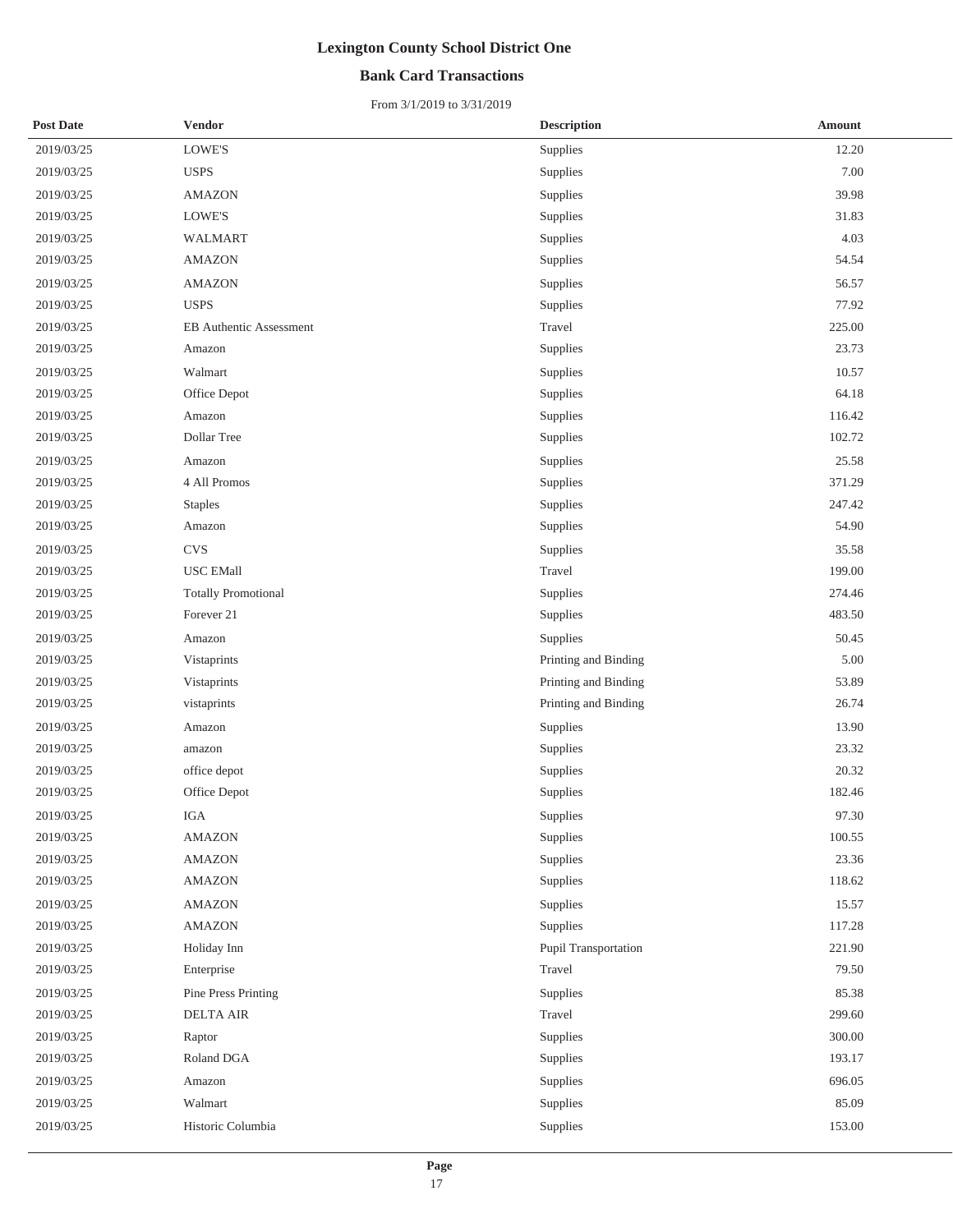# Lexington County School District One

## Bank Card Transactions

From 3/1/2019 to 3/31/2019

| Post Date | Vendor | Description | Amount |
|---|---|---|---|
| 2019/03/25 | LOWE'S | Supplies | 12.20 |
| 2019/03/25 | USPS | Supplies | 7.00 |
| 2019/03/25 | AMAZON | Supplies | 39.98 |
| 2019/03/25 | LOWE'S | Supplies | 31.83 |
| 2019/03/25 | WALMART | Supplies | 4.03 |
| 2019/03/25 | AMAZON | Supplies | 54.54 |
| 2019/03/25 | AMAZON | Supplies | 56.57 |
| 2019/03/25 | USPS | Supplies | 77.92 |
| 2019/03/25 | EB Authentic Assessment | Travel | 225.00 |
| 2019/03/25 | Amazon | Supplies | 23.73 |
| 2019/03/25 | Walmart | Supplies | 10.57 |
| 2019/03/25 | Office Depot | Supplies | 64.18 |
| 2019/03/25 | Amazon | Supplies | 116.42 |
| 2019/03/25 | Dollar Tree | Supplies | 102.72 |
| 2019/03/25 | Amazon | Supplies | 25.58 |
| 2019/03/25 | 4 All Promos | Supplies | 371.29 |
| 2019/03/25 | Staples | Supplies | 247.42 |
| 2019/03/25 | Amazon | Supplies | 54.90 |
| 2019/03/25 | CVS | Supplies | 35.58 |
| 2019/03/25 | USC EMall | Travel | 199.00 |
| 2019/03/25 | Totally Promotional | Supplies | 274.46 |
| 2019/03/25 | Forever 21 | Supplies | 483.50 |
| 2019/03/25 | Amazon | Supplies | 50.45 |
| 2019/03/25 | Vistaprints | Printing and Binding | 5.00 |
| 2019/03/25 | Vistaprints | Printing and Binding | 53.89 |
| 2019/03/25 | vistaprints | Printing and Binding | 26.74 |
| 2019/03/25 | Amazon | Supplies | 13.90 |
| 2019/03/25 | amazon | Supplies | 23.32 |
| 2019/03/25 | office depot | Supplies | 20.32 |
| 2019/03/25 | Office Depot | Supplies | 182.46 |
| 2019/03/25 | IGA | Supplies | 97.30 |
| 2019/03/25 | AMAZON | Supplies | 100.55 |
| 2019/03/25 | AMAZON | Supplies | 23.36 |
| 2019/03/25 | AMAZON | Supplies | 118.62 |
| 2019/03/25 | AMAZON | Supplies | 15.57 |
| 2019/03/25 | AMAZON | Supplies | 117.28 |
| 2019/03/25 | Holiday Inn | Pupil Transportation | 221.90 |
| 2019/03/25 | Enterprise | Travel | 79.50 |
| 2019/03/25 | Pine Press Printing | Supplies | 85.38 |
| 2019/03/25 | DELTA AIR | Travel | 299.60 |
| 2019/03/25 | Raptor | Supplies | 300.00 |
| 2019/03/25 | Roland DGA | Supplies | 193.17 |
| 2019/03/25 | Amazon | Supplies | 696.05 |
| 2019/03/25 | Walmart | Supplies | 85.09 |
| 2019/03/25 | Historic Columbia | Supplies | 153.00 |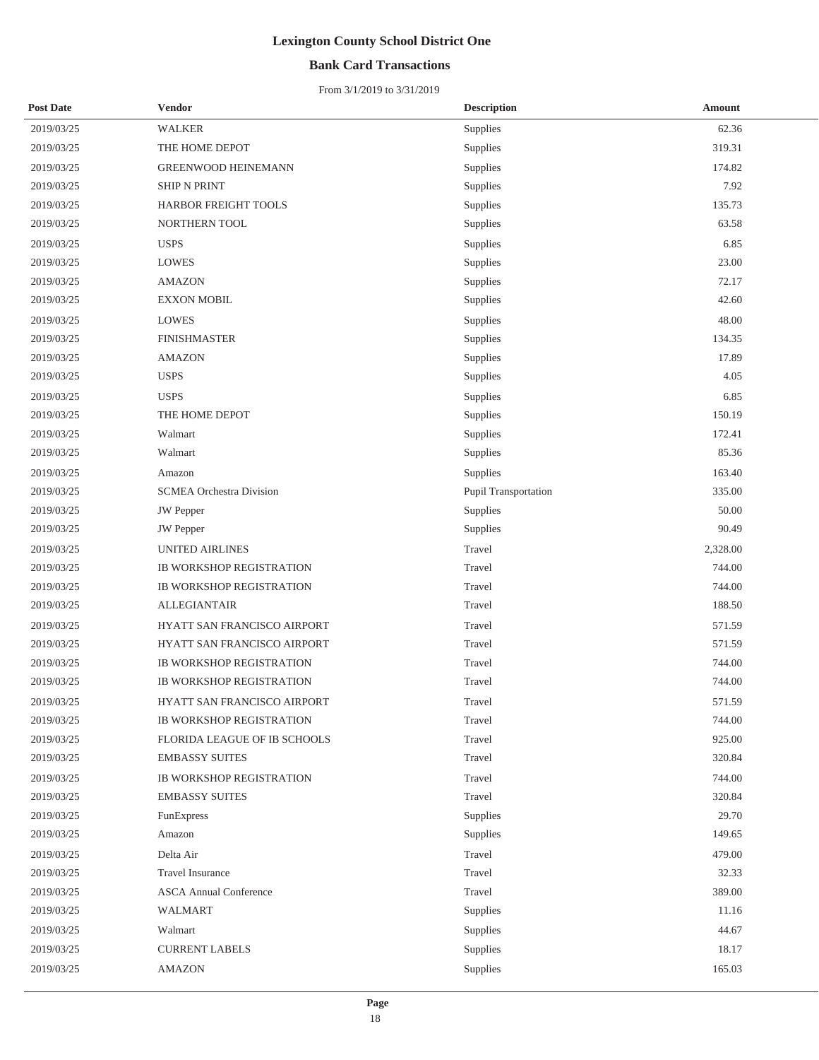# Lexington County School District One

## Bank Card Transactions

From 3/1/2019 to 3/31/2019

| Post Date | Vendor | Description | Amount |
|---|---|---|---|
| 2019/03/25 | WALKER | Supplies | 62.36 |
| 2019/03/25 | THE HOME DEPOT | Supplies | 319.31 |
| 2019/03/25 | GREENWOOD HEINEMANN | Supplies | 174.82 |
| 2019/03/25 | SHIP N PRINT | Supplies | 7.92 |
| 2019/03/25 | HARBOR FREIGHT TOOLS | Supplies | 135.73 |
| 2019/03/25 | NORTHERN TOOL | Supplies | 63.58 |
| 2019/03/25 | USPS | Supplies | 6.85 |
| 2019/03/25 | LOWES | Supplies | 23.00 |
| 2019/03/25 | AMAZON | Supplies | 72.17 |
| 2019/03/25 | EXXON MOBIL | Supplies | 42.60 |
| 2019/03/25 | LOWES | Supplies | 48.00 |
| 2019/03/25 | FINISHMASTER | Supplies | 134.35 |
| 2019/03/25 | AMAZON | Supplies | 17.89 |
| 2019/03/25 | USPS | Supplies | 4.05 |
| 2019/03/25 | USPS | Supplies | 6.85 |
| 2019/03/25 | THE HOME DEPOT | Supplies | 150.19 |
| 2019/03/25 | Walmart | Supplies | 172.41 |
| 2019/03/25 | Walmart | Supplies | 85.36 |
| 2019/03/25 | Amazon | Supplies | 163.40 |
| 2019/03/25 | SCMEA Orchestra Division | Pupil Transportation | 335.00 |
| 2019/03/25 | JW Pepper | Supplies | 50.00 |
| 2019/03/25 | JW Pepper | Supplies | 90.49 |
| 2019/03/25 | UNITED AIRLINES | Travel | 2,328.00 |
| 2019/03/25 | IB WORKSHOP REGISTRATION | Travel | 744.00 |
| 2019/03/25 | IB WORKSHOP REGISTRATION | Travel | 744.00 |
| 2019/03/25 | ALLEGIANTAIR | Travel | 188.50 |
| 2019/03/25 | HYATT SAN FRANCISCO AIRPORT | Travel | 571.59 |
| 2019/03/25 | HYATT SAN FRANCISCO AIRPORT | Travel | 571.59 |
| 2019/03/25 | IB WORKSHOP REGISTRATION | Travel | 744.00 |
| 2019/03/25 | IB WORKSHOP REGISTRATION | Travel | 744.00 |
| 2019/03/25 | HYATT SAN FRANCISCO AIRPORT | Travel | 571.59 |
| 2019/03/25 | IB WORKSHOP REGISTRATION | Travel | 744.00 |
| 2019/03/25 | FLORIDA LEAGUE OF IB SCHOOLS | Travel | 925.00 |
| 2019/03/25 | EMBASSY SUITES | Travel | 320.84 |
| 2019/03/25 | IB WORKSHOP REGISTRATION | Travel | 744.00 |
| 2019/03/25 | EMBASSY SUITES | Travel | 320.84 |
| 2019/03/25 | FunExpress | Supplies | 29.70 |
| 2019/03/25 | Amazon | Supplies | 149.65 |
| 2019/03/25 | Delta Air | Travel | 479.00 |
| 2019/03/25 | Travel Insurance | Travel | 32.33 |
| 2019/03/25 | ASCA Annual Conference | Travel | 389.00 |
| 2019/03/25 | WALMART | Supplies | 11.16 |
| 2019/03/25 | Walmart | Supplies | 44.67 |
| 2019/03/25 | CURRENT LABELS | Supplies | 18.17 |
| 2019/03/25 | AMAZON | Supplies | 165.03 |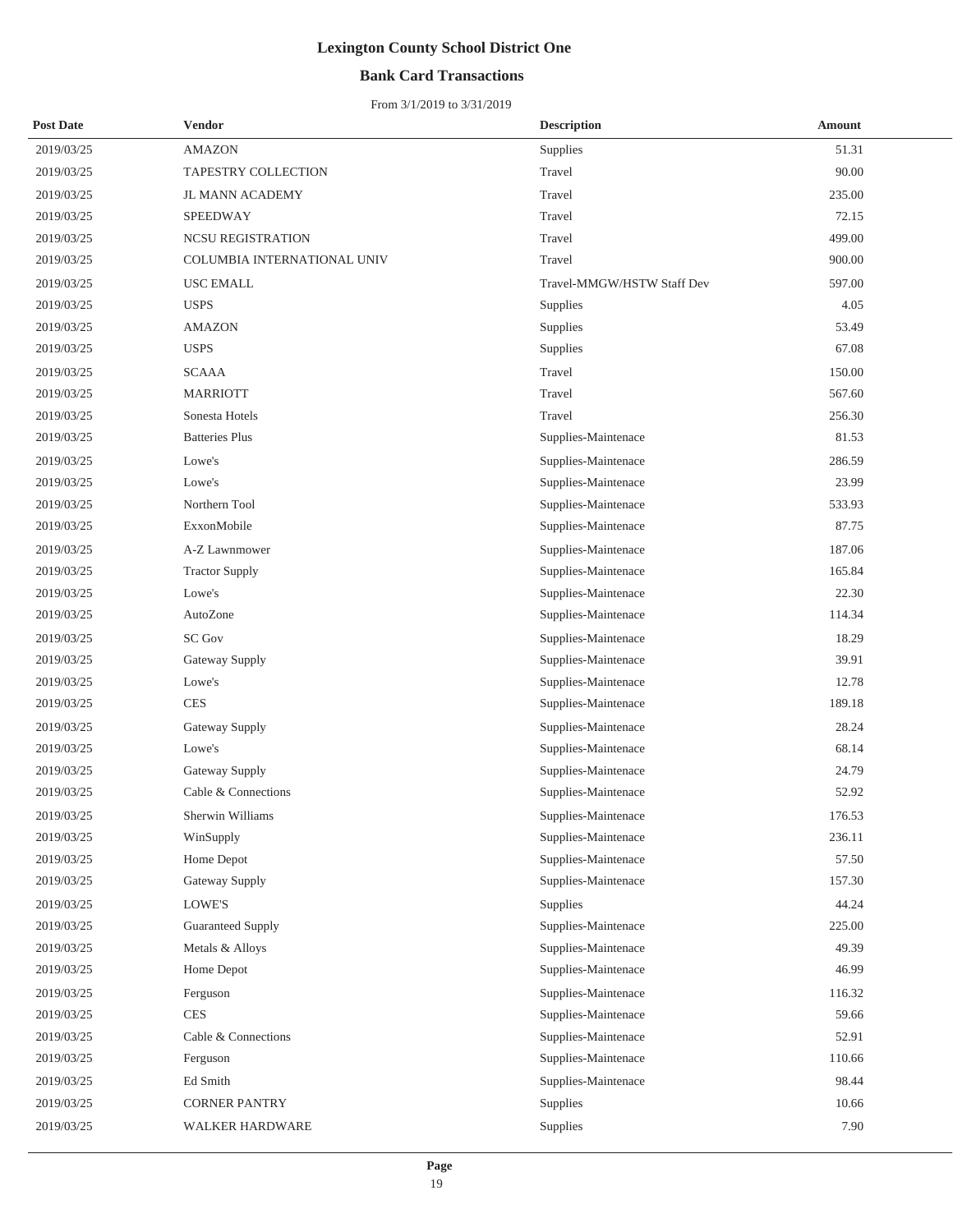# Lexington County School District One

## Bank Card Transactions

From 3/1/2019 to 3/31/2019

| Post Date | Vendor | Description | Amount |
| --- | --- | --- | --- |
| 2019/03/25 | AMAZON | Supplies | 51.31 |
| 2019/03/25 | TAPESTRY COLLECTION | Travel | 90.00 |
| 2019/03/25 | JL MANN ACADEMY | Travel | 235.00 |
| 2019/03/25 | SPEEDWAY | Travel | 72.15 |
| 2019/03/25 | NCSU REGISTRATION | Travel | 499.00 |
| 2019/03/25 | COLUMBIA INTERNATIONAL UNIV | Travel | 900.00 |
| 2019/03/25 | USC EMALL | Travel-MMGW/HSTW Staff Dev | 597.00 |
| 2019/03/25 | USPS | Supplies | 4.05 |
| 2019/03/25 | AMAZON | Supplies | 53.49 |
| 2019/03/25 | USPS | Supplies | 67.08 |
| 2019/03/25 | SCAAA | Travel | 150.00 |
| 2019/03/25 | MARRIOTT | Travel | 567.60 |
| 2019/03/25 | Sonesta Hotels | Travel | 256.30 |
| 2019/03/25 | Batteries Plus | Supplies-Maintenace | 81.53 |
| 2019/03/25 | Lowe's | Supplies-Maintenace | 286.59 |
| 2019/03/25 | Lowe's | Supplies-Maintenace | 23.99 |
| 2019/03/25 | Northern Tool | Supplies-Maintenace | 533.93 |
| 2019/03/25 | ExxonMobile | Supplies-Maintenace | 87.75 |
| 2019/03/25 | A-Z Lawnmower | Supplies-Maintenace | 187.06 |
| 2019/03/25 | Tractor Supply | Supplies-Maintenace | 165.84 |
| 2019/03/25 | Lowe's | Supplies-Maintenace | 22.30 |
| 2019/03/25 | AutoZone | Supplies-Maintenace | 114.34 |
| 2019/03/25 | SC Gov | Supplies-Maintenace | 18.29 |
| 2019/03/25 | Gateway Supply | Supplies-Maintenace | 39.91 |
| 2019/03/25 | Lowe's | Supplies-Maintenace | 12.78 |
| 2019/03/25 | CES | Supplies-Maintenace | 189.18 |
| 2019/03/25 | Gateway Supply | Supplies-Maintenace | 28.24 |
| 2019/03/25 | Lowe's | Supplies-Maintenace | 68.14 |
| 2019/03/25 | Gateway Supply | Supplies-Maintenace | 24.79 |
| 2019/03/25 | Cable & Connections | Supplies-Maintenace | 52.92 |
| 2019/03/25 | Sherwin Williams | Supplies-Maintenace | 176.53 |
| 2019/03/25 | WinSupply | Supplies-Maintenace | 236.11 |
| 2019/03/25 | Home Depot | Supplies-Maintenace | 57.50 |
| 2019/03/25 | Gateway Supply | Supplies-Maintenace | 157.30 |
| 2019/03/25 | LOWE'S | Supplies | 44.24 |
| 2019/03/25 | Guaranteed Supply | Supplies-Maintenace | 225.00 |
| 2019/03/25 | Metals & Alloys | Supplies-Maintenace | 49.39 |
| 2019/03/25 | Home Depot | Supplies-Maintenace | 46.99 |
| 2019/03/25 | Ferguson | Supplies-Maintenace | 116.32 |
| 2019/03/25 | CES | Supplies-Maintenace | 59.66 |
| 2019/03/25 | Cable & Connections | Supplies-Maintenace | 52.91 |
| 2019/03/25 | Ferguson | Supplies-Maintenace | 110.66 |
| 2019/03/25 | Ed Smith | Supplies-Maintenace | 98.44 |
| 2019/03/25 | CORNER PANTRY | Supplies | 10.66 |
| 2019/03/25 | WALKER HARDWARE | Supplies | 7.90 |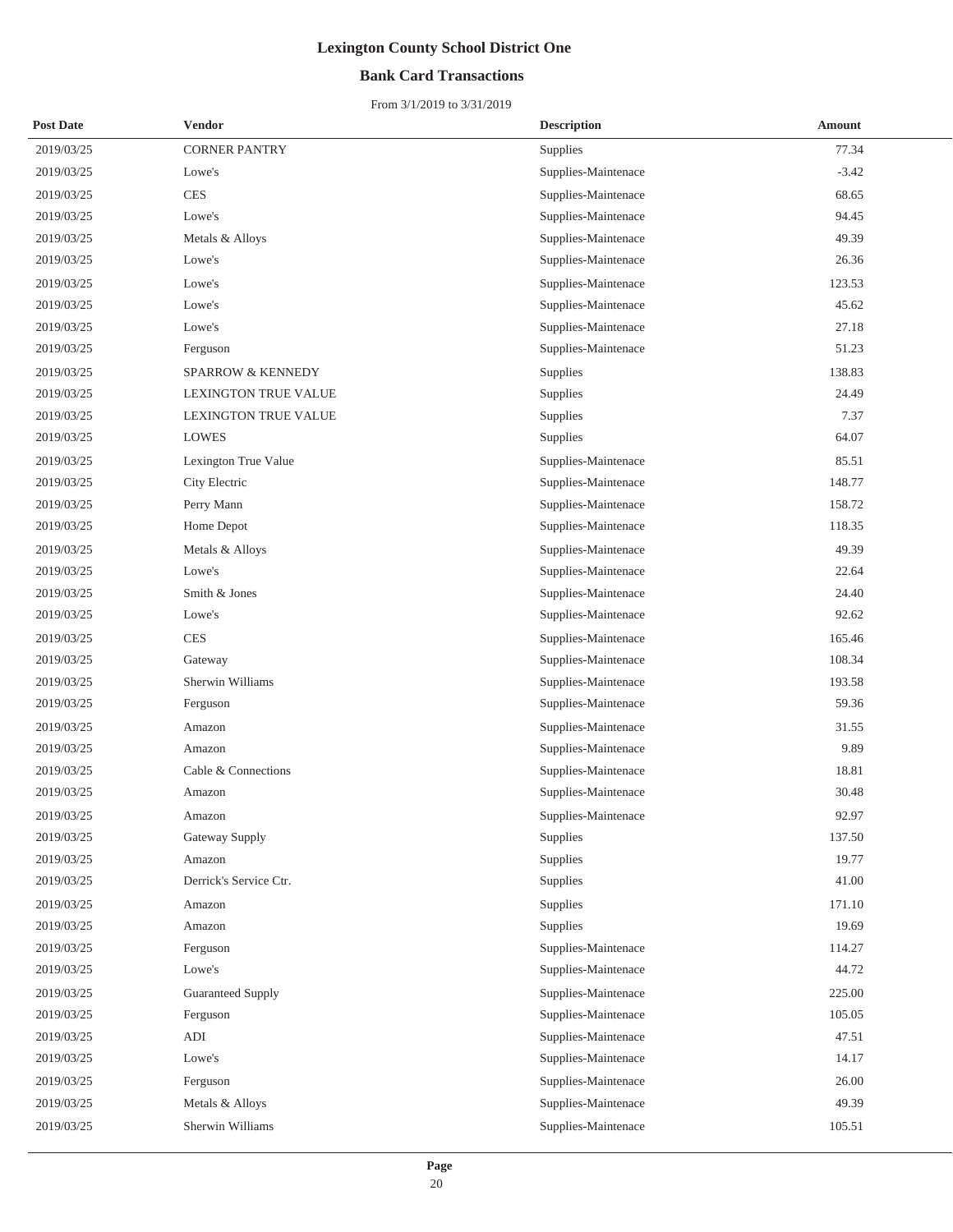# Lexington County School District One

## Bank Card Transactions

From 3/1/2019 to 3/31/2019

| Post Date | Vendor | Description | Amount |
|---|---|---|---|
| 2019/03/25 | CORNER PANTRY | Supplies | 77.34 |
| 2019/03/25 | Lowe's | Supplies-Maintenace | -3.42 |
| 2019/03/25 | CES | Supplies-Maintenace | 68.65 |
| 2019/03/25 | Lowe's | Supplies-Maintenace | 94.45 |
| 2019/03/25 | Metals & Alloys | Supplies-Maintenace | 49.39 |
| 2019/03/25 | Lowe's | Supplies-Maintenace | 26.36 |
| 2019/03/25 | Lowe's | Supplies-Maintenace | 123.53 |
| 2019/03/25 | Lowe's | Supplies-Maintenace | 45.62 |
| 2019/03/25 | Lowe's | Supplies-Maintenace | 27.18 |
| 2019/03/25 | Ferguson | Supplies-Maintenace | 51.23 |
| 2019/03/25 | SPARROW & KENNEDY | Supplies | 138.83 |
| 2019/03/25 | LEXINGTON TRUE VALUE | Supplies | 24.49 |
| 2019/03/25 | LEXINGTON TRUE VALUE | Supplies | 7.37 |
| 2019/03/25 | LOWES | Supplies | 64.07 |
| 2019/03/25 | Lexington True Value | Supplies-Maintenace | 85.51 |
| 2019/03/25 | City Electric | Supplies-Maintenace | 148.77 |
| 2019/03/25 | Perry Mann | Supplies-Maintenace | 158.72 |
| 2019/03/25 | Home Depot | Supplies-Maintenace | 118.35 |
| 2019/03/25 | Metals & Alloys | Supplies-Maintenace | 49.39 |
| 2019/03/25 | Lowe's | Supplies-Maintenace | 22.64 |
| 2019/03/25 | Smith & Jones | Supplies-Maintenace | 24.40 |
| 2019/03/25 | Lowe's | Supplies-Maintenace | 92.62 |
| 2019/03/25 | CES | Supplies-Maintenace | 165.46 |
| 2019/03/25 | Gateway | Supplies-Maintenace | 108.34 |
| 2019/03/25 | Sherwin Williams | Supplies-Maintenace | 193.58 |
| 2019/03/25 | Ferguson | Supplies-Maintenace | 59.36 |
| 2019/03/25 | Amazon | Supplies-Maintenace | 31.55 |
| 2019/03/25 | Amazon | Supplies-Maintenace | 9.89 |
| 2019/03/25 | Cable & Connections | Supplies-Maintenace | 18.81 |
| 2019/03/25 | Amazon | Supplies-Maintenace | 30.48 |
| 2019/03/25 | Amazon | Supplies-Maintenace | 92.97 |
| 2019/03/25 | Gateway Supply | Supplies | 137.50 |
| 2019/03/25 | Amazon | Supplies | 19.77 |
| 2019/03/25 | Derrick's Service Ctr. | Supplies | 41.00 |
| 2019/03/25 | Amazon | Supplies | 171.10 |
| 2019/03/25 | Amazon | Supplies | 19.69 |
| 2019/03/25 | Ferguson | Supplies-Maintenace | 114.27 |
| 2019/03/25 | Lowe's | Supplies-Maintenace | 44.72 |
| 2019/03/25 | Guaranteed Supply | Supplies-Maintenace | 225.00 |
| 2019/03/25 | Ferguson | Supplies-Maintenace | 105.05 |
| 2019/03/25 | ADI | Supplies-Maintenace | 47.51 |
| 2019/03/25 | Lowe's | Supplies-Maintenace | 14.17 |
| 2019/03/25 | Ferguson | Supplies-Maintenace | 26.00 |
| 2019/03/25 | Metals & Alloys | Supplies-Maintenace | 49.39 |
| 2019/03/25 | Sherwin Williams | Supplies-Maintenace | 105.51 |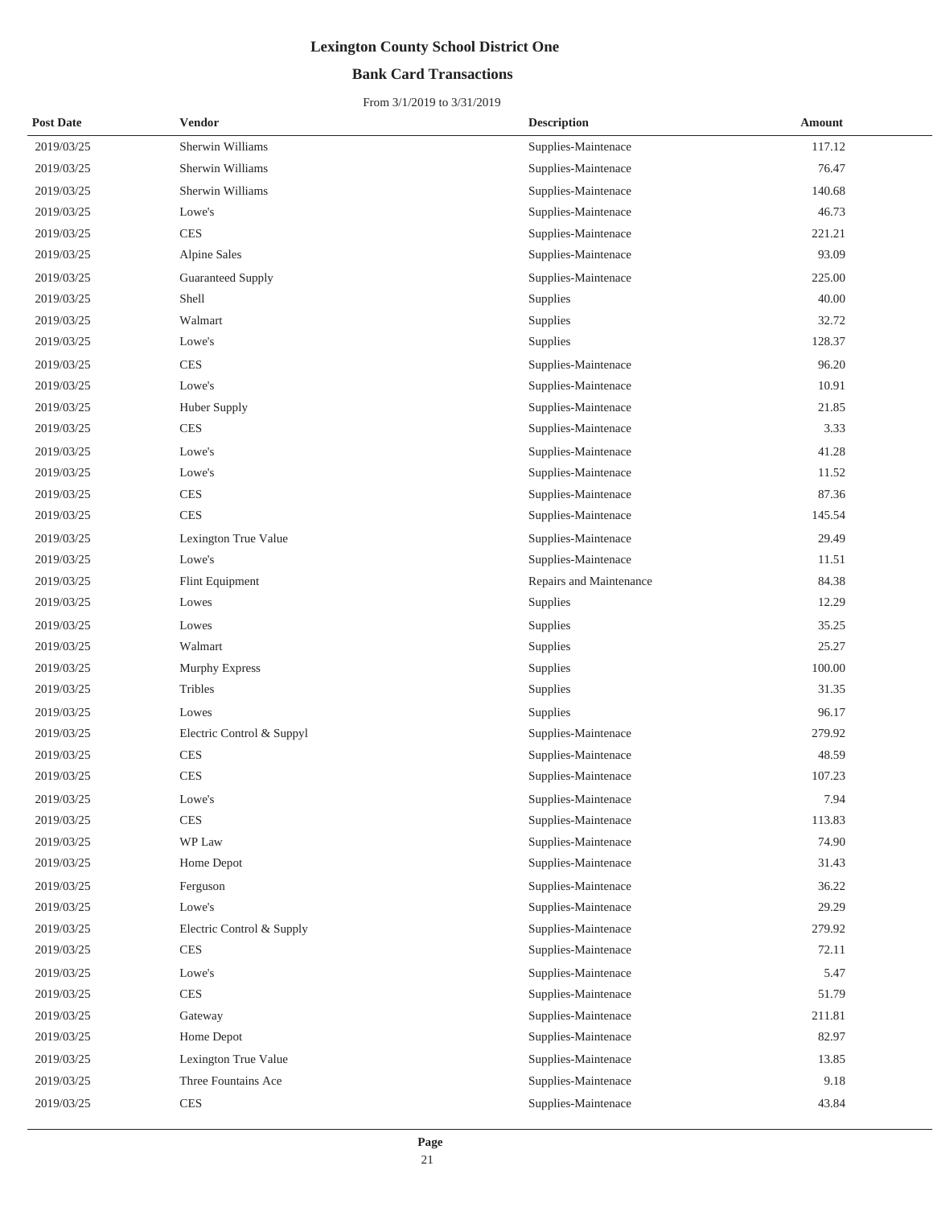# Lexington County School District One

## Bank Card Transactions

From 3/1/2019 to 3/31/2019

| Post Date | Vendor | Description | Amount |
|---|---|---|---|
| 2019/03/25 | Sherwin Williams | Supplies-Maintenace | 117.12 |
| 2019/03/25 | Sherwin Williams | Supplies-Maintenace | 76.47 |
| 2019/03/25 | Sherwin Williams | Supplies-Maintenace | 140.68 |
| 2019/03/25 | Lowe's | Supplies-Maintenace | 46.73 |
| 2019/03/25 | CES | Supplies-Maintenace | 221.21 |
| 2019/03/25 | Alpine Sales | Supplies-Maintenace | 93.09 |
| 2019/03/25 | Guaranteed Supply | Supplies-Maintenace | 225.00 |
| 2019/03/25 | Shell | Supplies | 40.00 |
| 2019/03/25 | Walmart | Supplies | 32.72 |
| 2019/03/25 | Lowe's | Supplies | 128.37 |
| 2019/03/25 | CES | Supplies-Maintenace | 96.20 |
| 2019/03/25 | Lowe's | Supplies-Maintenace | 10.91 |
| 2019/03/25 | Huber Supply | Supplies-Maintenace | 21.85 |
| 2019/03/25 | CES | Supplies-Maintenace | 3.33 |
| 2019/03/25 | Lowe's | Supplies-Maintenace | 41.28 |
| 2019/03/25 | Lowe's | Supplies-Maintenace | 11.52 |
| 2019/03/25 | CES | Supplies-Maintenace | 87.36 |
| 2019/03/25 | CES | Supplies-Maintenace | 145.54 |
| 2019/03/25 | Lexington True Value | Supplies-Maintenace | 29.49 |
| 2019/03/25 | Lowe's | Supplies-Maintenace | 11.51 |
| 2019/03/25 | Flint Equipment | Repairs and Maintenance | 84.38 |
| 2019/03/25 | Lowes | Supplies | 12.29 |
| 2019/03/25 | Lowes | Supplies | 35.25 |
| 2019/03/25 | Walmart | Supplies | 25.27 |
| 2019/03/25 | Murphy Express | Supplies | 100.00 |
| 2019/03/25 | Tribles | Supplies | 31.35 |
| 2019/03/25 | Lowes | Supplies | 96.17 |
| 2019/03/25 | Electric Control & Suppyl | Supplies-Maintenace | 279.92 |
| 2019/03/25 | CES | Supplies-Maintenace | 48.59 |
| 2019/03/25 | CES | Supplies-Maintenace | 107.23 |
| 2019/03/25 | Lowe's | Supplies-Maintenace | 7.94 |
| 2019/03/25 | CES | Supplies-Maintenace | 113.83 |
| 2019/03/25 | WP Law | Supplies-Maintenace | 74.90 |
| 2019/03/25 | Home Depot | Supplies-Maintenace | 31.43 |
| 2019/03/25 | Ferguson | Supplies-Maintenace | 36.22 |
| 2019/03/25 | Lowe's | Supplies-Maintenace | 29.29 |
| 2019/03/25 | Electric Control & Supply | Supplies-Maintenace | 279.92 |
| 2019/03/25 | CES | Supplies-Maintenace | 72.11 |
| 2019/03/25 | Lowe's | Supplies-Maintenace | 5.47 |
| 2019/03/25 | CES | Supplies-Maintenace | 51.79 |
| 2019/03/25 | Gateway | Supplies-Maintenace | 211.81 |
| 2019/03/25 | Home Depot | Supplies-Maintenace | 82.97 |
| 2019/03/25 | Lexington True Value | Supplies-Maintenace | 13.85 |
| 2019/03/25 | Three Fountains Ace | Supplies-Maintenace | 9.18 |
| 2019/03/25 | CES | Supplies-Maintenace | 43.84 |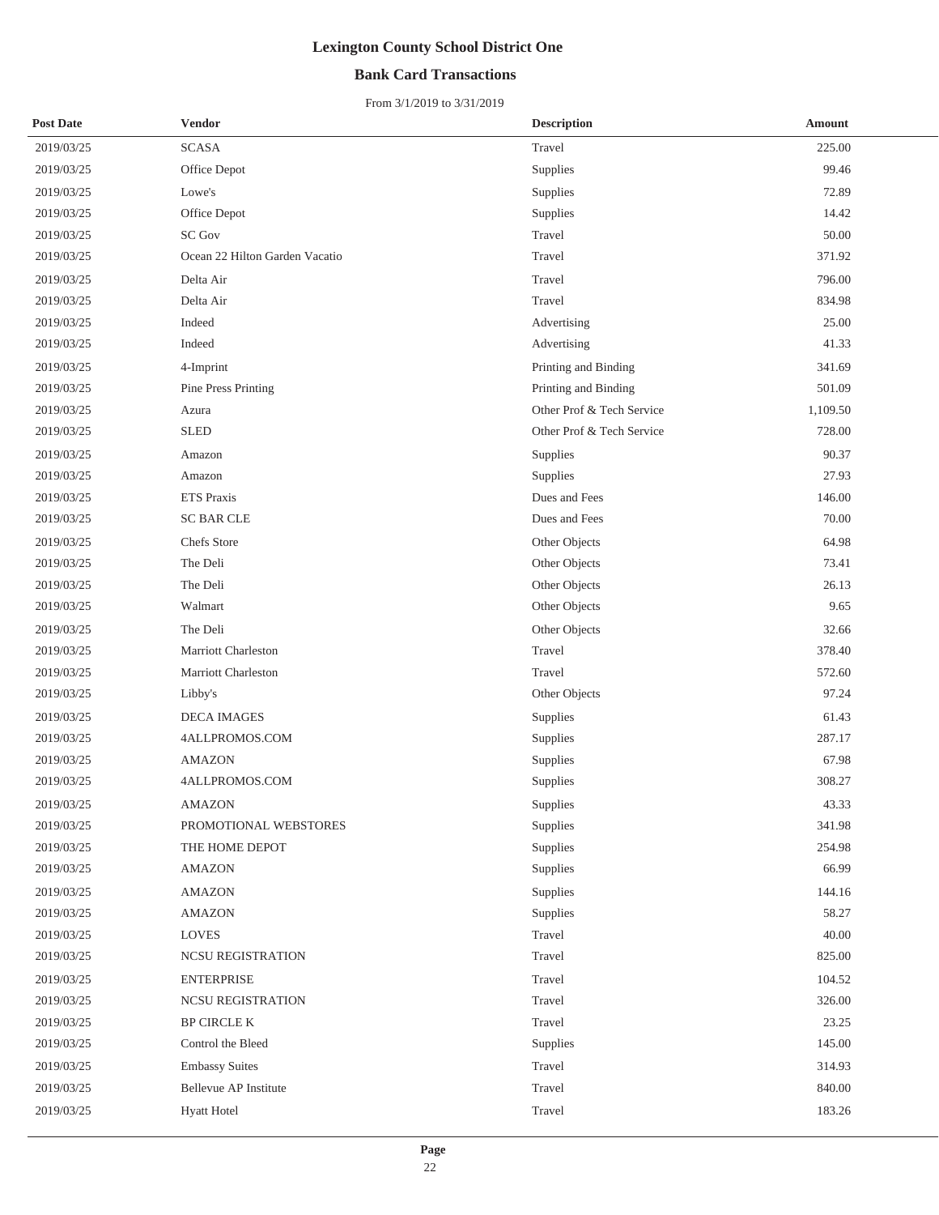# Lexington County School District One

## Bank Card Transactions

From 3/1/2019 to 3/31/2019

| Post Date | Vendor | Description | Amount |
|---|---|---|---|
| 2019/03/25 | SCASA | Travel | 225.00 |
| 2019/03/25 | Office Depot | Supplies | 99.46 |
| 2019/03/25 | Lowe's | Supplies | 72.89 |
| 2019/03/25 | Office Depot | Supplies | 14.42 |
| 2019/03/25 | SC Gov | Travel | 50.00 |
| 2019/03/25 | Ocean 22 Hilton Garden Vacatio | Travel | 371.92 |
| 2019/03/25 | Delta Air | Travel | 796.00 |
| 2019/03/25 | Delta Air | Travel | 834.98 |
| 2019/03/25 | Indeed | Advertising | 25.00 |
| 2019/03/25 | Indeed | Advertising | 41.33 |
| 2019/03/25 | 4-Imprint | Printing and Binding | 341.69 |
| 2019/03/25 | Pine Press Printing | Printing and Binding | 501.09 |
| 2019/03/25 | Azura | Other Prof & Tech Service | 1,109.50 |
| 2019/03/25 | SLED | Other Prof & Tech Service | 728.00 |
| 2019/03/25 | Amazon | Supplies | 90.37 |
| 2019/03/25 | Amazon | Supplies | 27.93 |
| 2019/03/25 | ETS Praxis | Dues and Fees | 146.00 |
| 2019/03/25 | SC BAR CLE | Dues and Fees | 70.00 |
| 2019/03/25 | Chefs Store | Other Objects | 64.98 |
| 2019/03/25 | The Deli | Other Objects | 73.41 |
| 2019/03/25 | The Deli | Other Objects | 26.13 |
| 2019/03/25 | Walmart | Other Objects | 9.65 |
| 2019/03/25 | The Deli | Other Objects | 32.66 |
| 2019/03/25 | Marriott Charleston | Travel | 378.40 |
| 2019/03/25 | Marriott Charleston | Travel | 572.60 |
| 2019/03/25 | Libby's | Other Objects | 97.24 |
| 2019/03/25 | DECA IMAGES | Supplies | 61.43 |
| 2019/03/25 | 4ALLPROMOS.COM | Supplies | 287.17 |
| 2019/03/25 | AMAZON | Supplies | 67.98 |
| 2019/03/25 | 4ALLPROMOS.COM | Supplies | 308.27 |
| 2019/03/25 | AMAZON | Supplies | 43.33 |
| 2019/03/25 | PROMOTIONAL WEBSTORES | Supplies | 341.98 |
| 2019/03/25 | THE HOME DEPOT | Supplies | 254.98 |
| 2019/03/25 | AMAZON | Supplies | 66.99 |
| 2019/03/25 | AMAZON | Supplies | 144.16 |
| 2019/03/25 | AMAZON | Supplies | 58.27 |
| 2019/03/25 | LOVES | Travel | 40.00 |
| 2019/03/25 | NCSU REGISTRATION | Travel | 825.00 |
| 2019/03/25 | ENTERPRISE | Travel | 104.52 |
| 2019/03/25 | NCSU REGISTRATION | Travel | 326.00 |
| 2019/03/25 | BP CIRCLE K | Travel | 23.25 |
| 2019/03/25 | Control the Bleed | Supplies | 145.00 |
| 2019/03/25 | Embassy Suites | Travel | 314.93 |
| 2019/03/25 | Bellevue AP Institute | Travel | 840.00 |
| 2019/03/25 | Hyatt Hotel | Travel | 183.26 |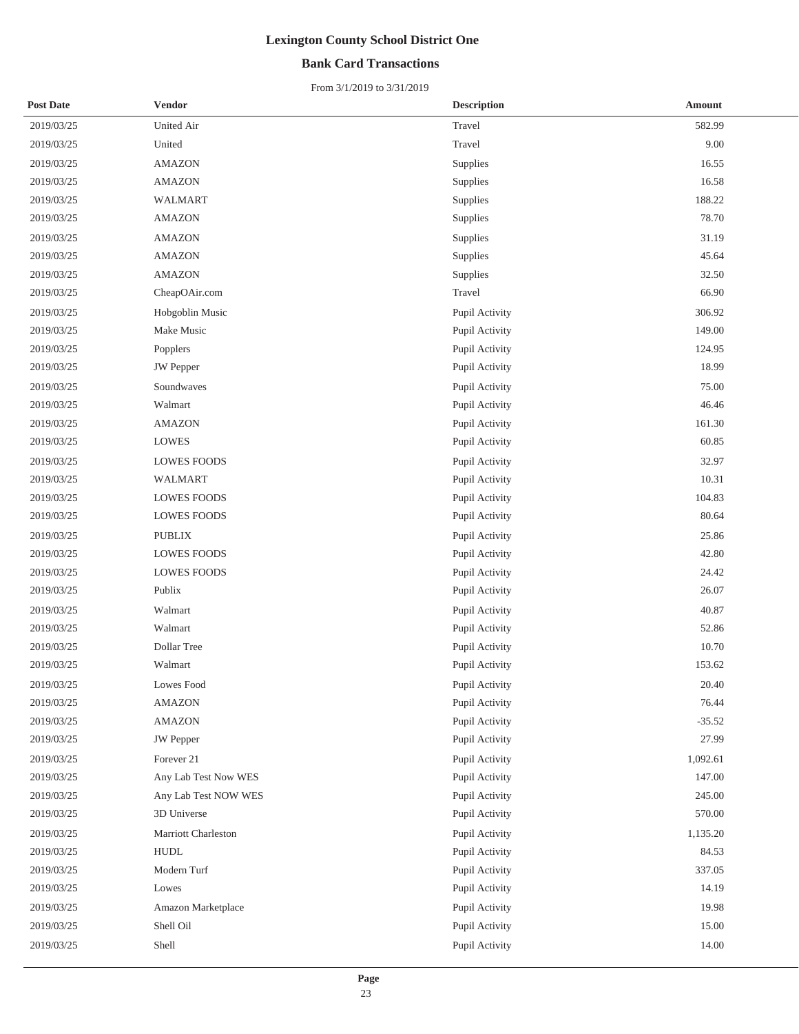# Lexington County School District One

## Bank Card Transactions

From 3/1/2019 to 3/31/2019

| Post Date | Vendor | Description | Amount |
|---|---|---|---|
| 2019/03/25 | United Air | Travel | 582.99 |
| 2019/03/25 | United | Travel | 9.00 |
| 2019/03/25 | AMAZON | Supplies | 16.55 |
| 2019/03/25 | AMAZON | Supplies | 16.58 |
| 2019/03/25 | WALMART | Supplies | 188.22 |
| 2019/03/25 | AMAZON | Supplies | 78.70 |
| 2019/03/25 | AMAZON | Supplies | 31.19 |
| 2019/03/25 | AMAZON | Supplies | 45.64 |
| 2019/03/25 | AMAZON | Supplies | 32.50 |
| 2019/03/25 | CheapOAir.com | Travel | 66.90 |
| 2019/03/25 | Hobgoblin Music | Pupil Activity | 306.92 |
| 2019/03/25 | Make Music | Pupil Activity | 149.00 |
| 2019/03/25 | Popplers | Pupil Activity | 124.95 |
| 2019/03/25 | JW Pepper | Pupil Activity | 18.99 |
| 2019/03/25 | Soundwaves | Pupil Activity | 75.00 |
| 2019/03/25 | Walmart | Pupil Activity | 46.46 |
| 2019/03/25 | AMAZON | Pupil Activity | 161.30 |
| 2019/03/25 | LOWES | Pupil Activity | 60.85 |
| 2019/03/25 | LOWES FOODS | Pupil Activity | 32.97 |
| 2019/03/25 | WALMART | Pupil Activity | 10.31 |
| 2019/03/25 | LOWES FOODS | Pupil Activity | 104.83 |
| 2019/03/25 | LOWES FOODS | Pupil Activity | 80.64 |
| 2019/03/25 | PUBLIX | Pupil Activity | 25.86 |
| 2019/03/25 | LOWES FOODS | Pupil Activity | 42.80 |
| 2019/03/25 | LOWES FOODS | Pupil Activity | 24.42 |
| 2019/03/25 | Publix | Pupil Activity | 26.07 |
| 2019/03/25 | Walmart | Pupil Activity | 40.87 |
| 2019/03/25 | Walmart | Pupil Activity | 52.86 |
| 2019/03/25 | Dollar Tree | Pupil Activity | 10.70 |
| 2019/03/25 | Walmart | Pupil Activity | 153.62 |
| 2019/03/25 | Lowes Food | Pupil Activity | 20.40 |
| 2019/03/25 | AMAZON | Pupil Activity | 76.44 |
| 2019/03/25 | AMAZON | Pupil Activity | -35.52 |
| 2019/03/25 | JW Pepper | Pupil Activity | 27.99 |
| 2019/03/25 | Forever 21 | Pupil Activity | 1,092.61 |
| 2019/03/25 | Any Lab Test Now WES | Pupil Activity | 147.00 |
| 2019/03/25 | Any Lab Test NOW WES | Pupil Activity | 245.00 |
| 2019/03/25 | 3D Universe | Pupil Activity | 570.00 |
| 2019/03/25 | Marriott Charleston | Pupil Activity | 1,135.20 |
| 2019/03/25 | HUDL | Pupil Activity | 84.53 |
| 2019/03/25 | Modern Turf | Pupil Activity | 337.05 |
| 2019/03/25 | Lowes | Pupil Activity | 14.19 |
| 2019/03/25 | Amazon Marketplace | Pupil Activity | 19.98 |
| 2019/03/25 | Shell Oil | Pupil Activity | 15.00 |
| 2019/03/25 | Shell | Pupil Activity | 14.00 |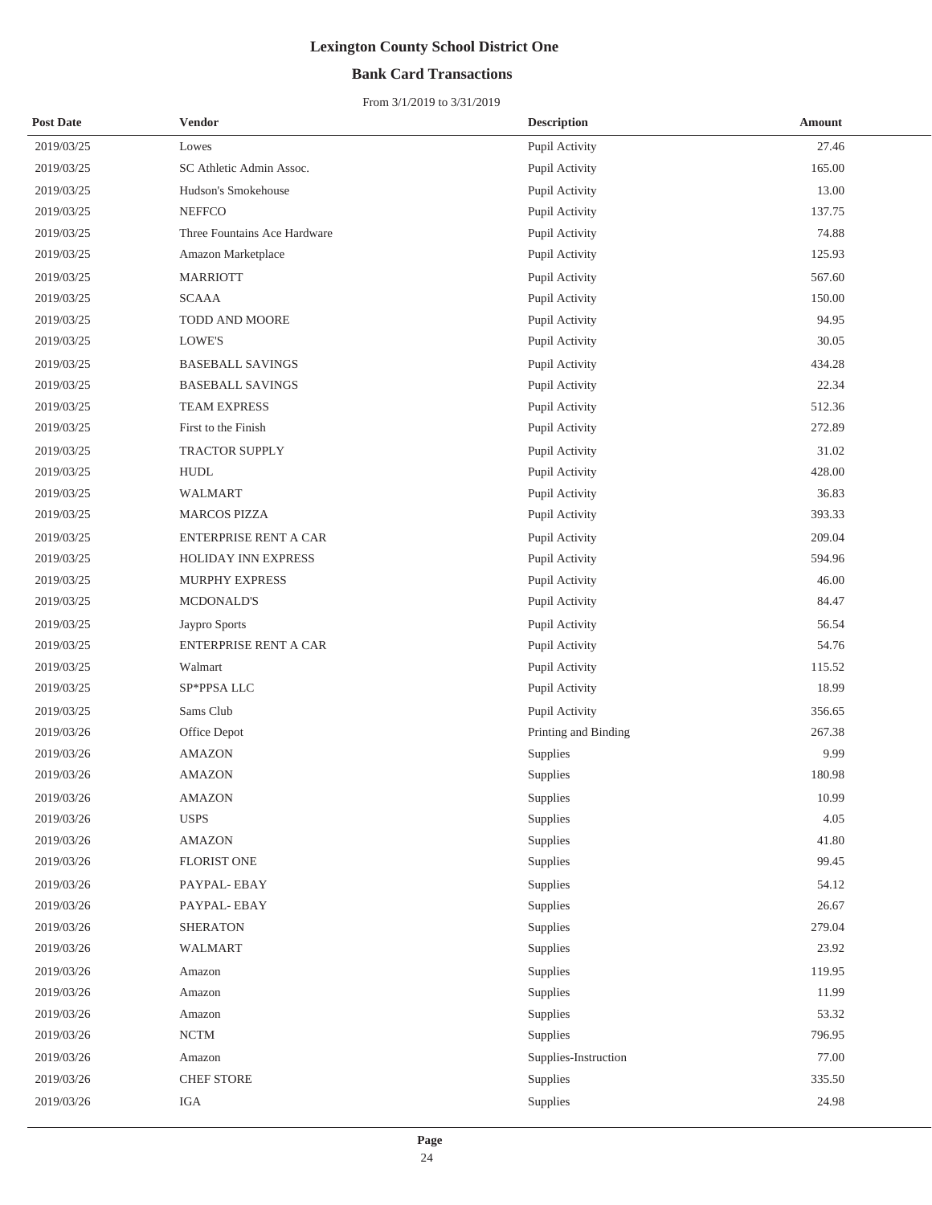# Lexington County School District One

## Bank Card Transactions

From 3/1/2019 to 3/31/2019

| Post Date | Vendor | Description | Amount |
|---|---|---|---|
| 2019/03/25 | Lowes | Pupil Activity | 27.46 |
| 2019/03/25 | SC Athletic Admin Assoc. | Pupil Activity | 165.00 |
| 2019/03/25 | Hudson's Smokehouse | Pupil Activity | 13.00 |
| 2019/03/25 | NEFFCO | Pupil Activity | 137.75 |
| 2019/03/25 | Three Fountains Ace Hardware | Pupil Activity | 74.88 |
| 2019/03/25 | Amazon Marketplace | Pupil Activity | 125.93 |
| 2019/03/25 | MARRIOTT | Pupil Activity | 567.60 |
| 2019/03/25 | SCAAA | Pupil Activity | 150.00 |
| 2019/03/25 | TODD AND MOORE | Pupil Activity | 94.95 |
| 2019/03/25 | LOWE'S | Pupil Activity | 30.05 |
| 2019/03/25 | BASEBALL SAVINGS | Pupil Activity | 434.28 |
| 2019/03/25 | BASEBALL SAVINGS | Pupil Activity | 22.34 |
| 2019/03/25 | TEAM EXPRESS | Pupil Activity | 512.36 |
| 2019/03/25 | First to the Finish | Pupil Activity | 272.89 |
| 2019/03/25 | TRACTOR SUPPLY | Pupil Activity | 31.02 |
| 2019/03/25 | HUDL | Pupil Activity | 428.00 |
| 2019/03/25 | WALMART | Pupil Activity | 36.83 |
| 2019/03/25 | MARCOS PIZZA | Pupil Activity | 393.33 |
| 2019/03/25 | ENTERPRISE RENT A CAR | Pupil Activity | 209.04 |
| 2019/03/25 | HOLIDAY INN EXPRESS | Pupil Activity | 594.96 |
| 2019/03/25 | MURPHY EXPRESS | Pupil Activity | 46.00 |
| 2019/03/25 | MCDONALD'S | Pupil Activity | 84.47 |
| 2019/03/25 | Jaypro Sports | Pupil Activity | 56.54 |
| 2019/03/25 | ENTERPRISE RENT A CAR | Pupil Activity | 54.76 |
| 2019/03/25 | Walmart | Pupil Activity | 115.52 |
| 2019/03/25 | SP*PPSA LLC | Pupil Activity | 18.99 |
| 2019/03/25 | Sams Club | Pupil Activity | 356.65 |
| 2019/03/26 | Office Depot | Printing and Binding | 267.38 |
| 2019/03/26 | AMAZON | Supplies | 9.99 |
| 2019/03/26 | AMAZON | Supplies | 180.98 |
| 2019/03/26 | AMAZON | Supplies | 10.99 |
| 2019/03/26 | USPS | Supplies | 4.05 |
| 2019/03/26 | AMAZON | Supplies | 41.80 |
| 2019/03/26 | FLORIST ONE | Supplies | 99.45 |
| 2019/03/26 | PAYPAL- EBAY | Supplies | 54.12 |
| 2019/03/26 | PAYPAL- EBAY | Supplies | 26.67 |
| 2019/03/26 | SHERATON | Supplies | 279.04 |
| 2019/03/26 | WALMART | Supplies | 23.92 |
| 2019/03/26 | Amazon | Supplies | 119.95 |
| 2019/03/26 | Amazon | Supplies | 11.99 |
| 2019/03/26 | Amazon | Supplies | 53.32 |
| 2019/03/26 | NCTM | Supplies | 796.95 |
| 2019/03/26 | Amazon | Supplies-Instruction | 77.00 |
| 2019/03/26 | CHEF STORE | Supplies | 335.50 |
| 2019/03/26 | IGA | Supplies | 24.98 |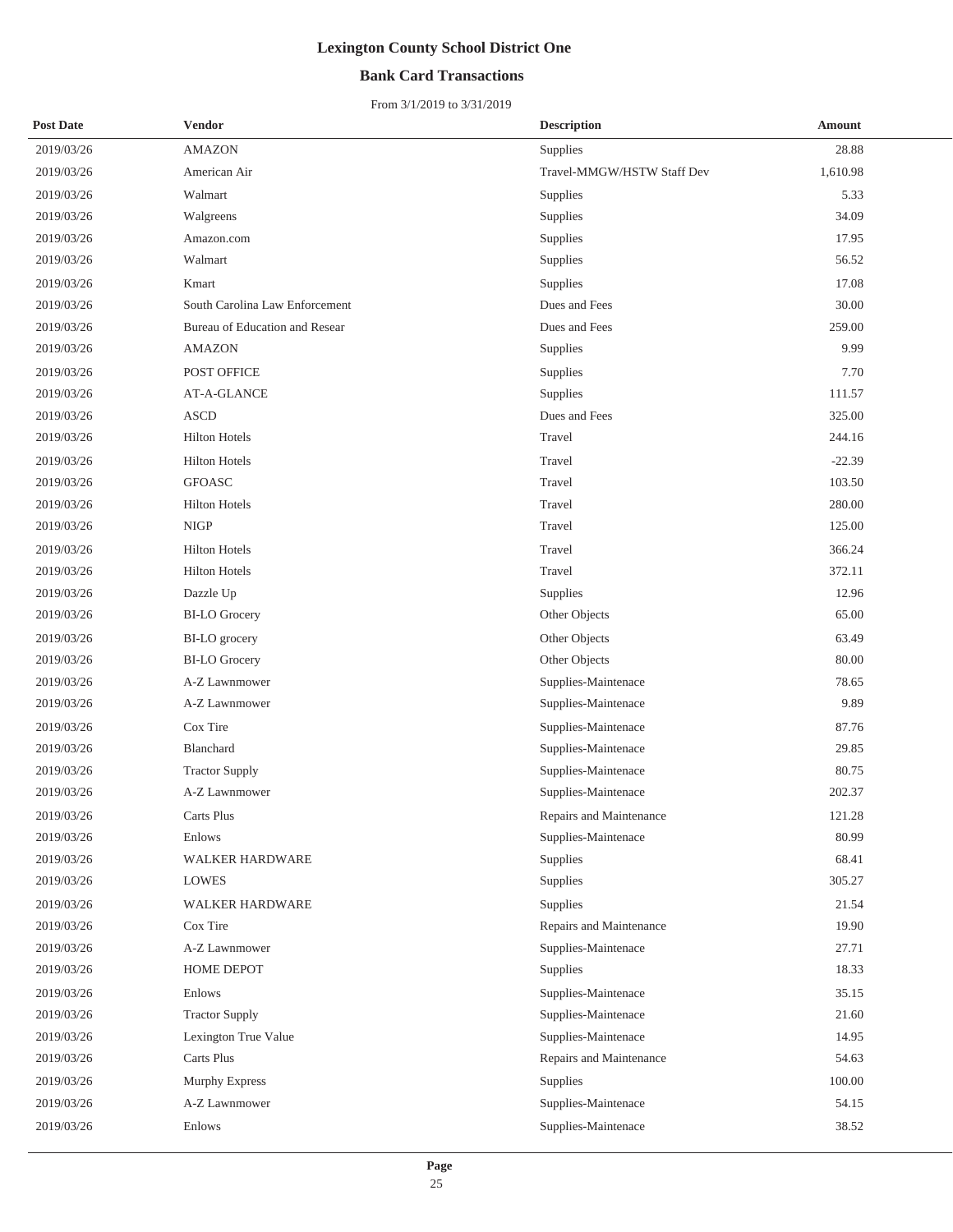# Lexington County School District One

## Bank Card Transactions

From 3/1/2019 to 3/31/2019

| Post Date | Vendor | Description | Amount |
|---|---|---|---|
| 2019/03/26 | AMAZON | Supplies | 28.88 |
| 2019/03/26 | American Air | Travel-MMGW/HSTW Staff Dev | 1,610.98 |
| 2019/03/26 | Walmart | Supplies | 5.33 |
| 2019/03/26 | Walgreens | Supplies | 34.09 |
| 2019/03/26 | Amazon.com | Supplies | 17.95 |
| 2019/03/26 | Walmart | Supplies | 56.52 |
| 2019/03/26 | Kmart | Supplies | 17.08 |
| 2019/03/26 | South Carolina Law Enforcement | Dues and Fees | 30.00 |
| 2019/03/26 | Bureau of Education and Resear | Dues and Fees | 259.00 |
| 2019/03/26 | AMAZON | Supplies | 9.99 |
| 2019/03/26 | POST OFFICE | Supplies | 7.70 |
| 2019/03/26 | AT-A-GLANCE | Supplies | 111.57 |
| 2019/03/26 | ASCD | Dues and Fees | 325.00 |
| 2019/03/26 | Hilton Hotels | Travel | 244.16 |
| 2019/03/26 | Hilton Hotels | Travel | -22.39 |
| 2019/03/26 | GFOASC | Travel | 103.50 |
| 2019/03/26 | Hilton Hotels | Travel | 280.00 |
| 2019/03/26 | NIGP | Travel | 125.00 |
| 2019/03/26 | Hilton Hotels | Travel | 366.24 |
| 2019/03/26 | Hilton Hotels | Travel | 372.11 |
| 2019/03/26 | Dazzle Up | Supplies | 12.96 |
| 2019/03/26 | BI-LO Grocery | Other Objects | 65.00 |
| 2019/03/26 | BI-LO grocery | Other Objects | 63.49 |
| 2019/03/26 | BI-LO Grocery | Other Objects | 80.00 |
| 2019/03/26 | A-Z Lawnmower | Supplies-Maintenace | 78.65 |
| 2019/03/26 | A-Z Lawnmower | Supplies-Maintenace | 9.89 |
| 2019/03/26 | Cox Tire | Supplies-Maintenace | 87.76 |
| 2019/03/26 | Blanchard | Supplies-Maintenace | 29.85 |
| 2019/03/26 | Tractor Supply | Supplies-Maintenace | 80.75 |
| 2019/03/26 | A-Z Lawnmower | Supplies-Maintenace | 202.37 |
| 2019/03/26 | Carts Plus | Repairs and Maintenance | 121.28 |
| 2019/03/26 | Enlows | Supplies-Maintenace | 80.99 |
| 2019/03/26 | WALKER HARDWARE | Supplies | 68.41 |
| 2019/03/26 | LOWES | Supplies | 305.27 |
| 2019/03/26 | WALKER HARDWARE | Supplies | 21.54 |
| 2019/03/26 | Cox Tire | Repairs and Maintenance | 19.90 |
| 2019/03/26 | A-Z Lawnmower | Supplies-Maintenace | 27.71 |
| 2019/03/26 | HOME DEPOT | Supplies | 18.33 |
| 2019/03/26 | Enlows | Supplies-Maintenace | 35.15 |
| 2019/03/26 | Tractor Supply | Supplies-Maintenace | 21.60 |
| 2019/03/26 | Lexington True Value | Supplies-Maintenace | 14.95 |
| 2019/03/26 | Carts Plus | Repairs and Maintenance | 54.63 |
| 2019/03/26 | Murphy Express | Supplies | 100.00 |
| 2019/03/26 | A-Z Lawnmower | Supplies-Maintenace | 54.15 |
| 2019/03/26 | Enlows | Supplies-Maintenace | 38.52 |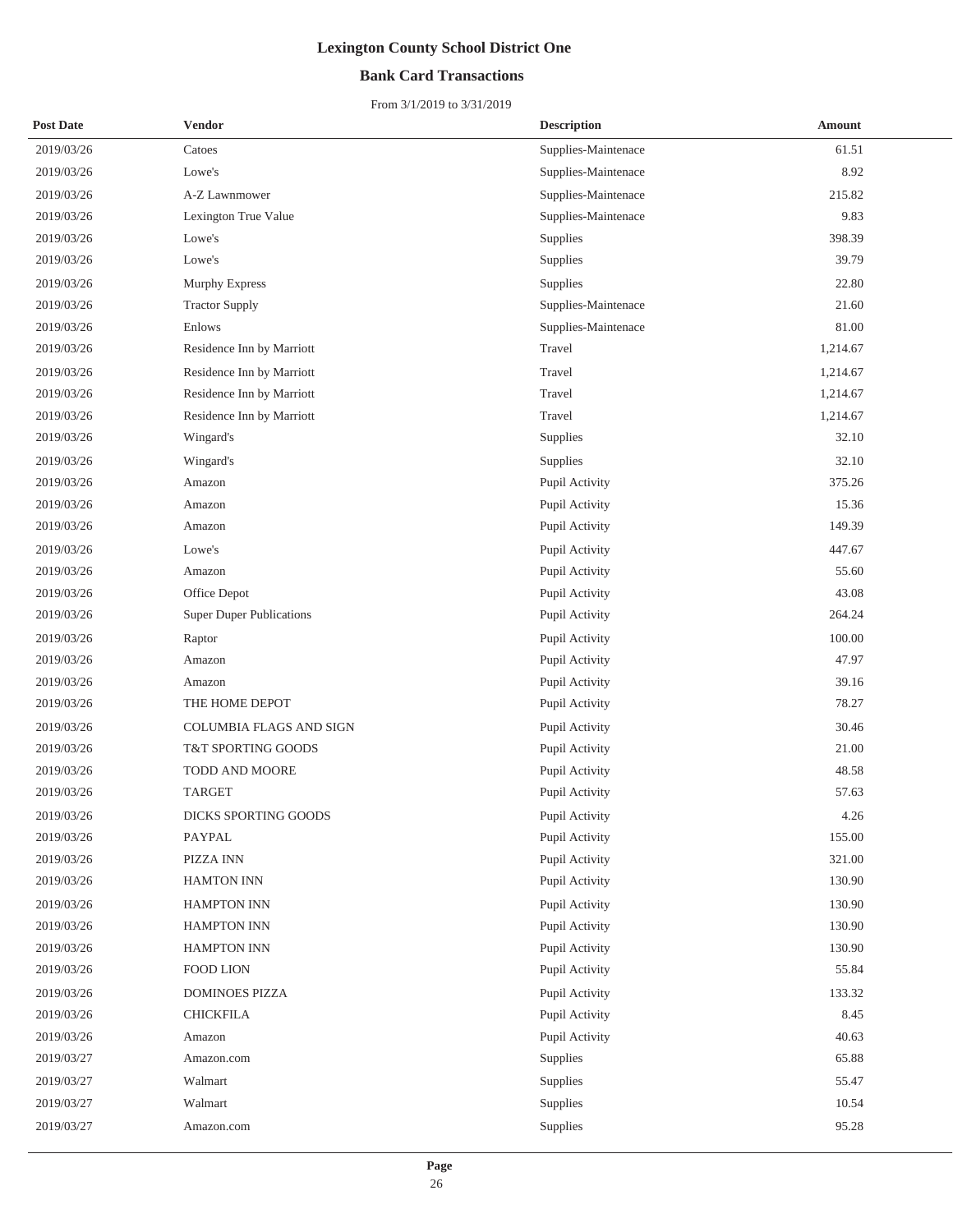# Lexington County School District One

## Bank Card Transactions

From 3/1/2019 to 3/31/2019

| Post Date | Vendor | Description | Amount |
|---|---|---|---|
| 2019/03/26 | Catoes | Supplies-Maintenace | 61.51 |
| 2019/03/26 | Lowe's | Supplies-Maintenace | 8.92 |
| 2019/03/26 | A-Z Lawnmower | Supplies-Maintenace | 215.82 |
| 2019/03/26 | Lexington True Value | Supplies-Maintenace | 9.83 |
| 2019/03/26 | Lowe's | Supplies | 398.39 |
| 2019/03/26 | Lowe's | Supplies | 39.79 |
| 2019/03/26 | Murphy Express | Supplies | 22.80 |
| 2019/03/26 | Tractor Supply | Supplies-Maintenace | 21.60 |
| 2019/03/26 | Enlows | Supplies-Maintenace | 81.00 |
| 2019/03/26 | Residence Inn by Marriott | Travel | 1,214.67 |
| 2019/03/26 | Residence Inn by Marriott | Travel | 1,214.67 |
| 2019/03/26 | Residence Inn by Marriott | Travel | 1,214.67 |
| 2019/03/26 | Residence Inn by Marriott | Travel | 1,214.67 |
| 2019/03/26 | Wingard's | Supplies | 32.10 |
| 2019/03/26 | Wingard's | Supplies | 32.10 |
| 2019/03/26 | Amazon | Pupil Activity | 375.26 |
| 2019/03/26 | Amazon | Pupil Activity | 15.36 |
| 2019/03/26 | Amazon | Pupil Activity | 149.39 |
| 2019/03/26 | Lowe's | Pupil Activity | 447.67 |
| 2019/03/26 | Amazon | Pupil Activity | 55.60 |
| 2019/03/26 | Office Depot | Pupil Activity | 43.08 |
| 2019/03/26 | Super Duper Publications | Pupil Activity | 264.24 |
| 2019/03/26 | Raptor | Pupil Activity | 100.00 |
| 2019/03/26 | Amazon | Pupil Activity | 47.97 |
| 2019/03/26 | Amazon | Pupil Activity | 39.16 |
| 2019/03/26 | THE HOME DEPOT | Pupil Activity | 78.27 |
| 2019/03/26 | COLUMBIA FLAGS AND SIGN | Pupil Activity | 30.46 |
| 2019/03/26 | T&T SPORTING GOODS | Pupil Activity | 21.00 |
| 2019/03/26 | TODD AND MOORE | Pupil Activity | 48.58 |
| 2019/03/26 | TARGET | Pupil Activity | 57.63 |
| 2019/03/26 | DICKS SPORTING GOODS | Pupil Activity | 4.26 |
| 2019/03/26 | PAYPAL | Pupil Activity | 155.00 |
| 2019/03/26 | PIZZA INN | Pupil Activity | 321.00 |
| 2019/03/26 | HAMTON INN | Pupil Activity | 130.90 |
| 2019/03/26 | HAMPTON INN | Pupil Activity | 130.90 |
| 2019/03/26 | HAMPTON INN | Pupil Activity | 130.90 |
| 2019/03/26 | HAMPTON INN | Pupil Activity | 130.90 |
| 2019/03/26 | FOOD LION | Pupil Activity | 55.84 |
| 2019/03/26 | DOMINOES PIZZA | Pupil Activity | 133.32 |
| 2019/03/26 | CHICKFILA | Pupil Activity | 8.45 |
| 2019/03/26 | Amazon | Pupil Activity | 40.63 |
| 2019/03/27 | Amazon.com | Supplies | 65.88 |
| 2019/03/27 | Walmart | Supplies | 55.47 |
| 2019/03/27 | Walmart | Supplies | 10.54 |
| 2019/03/27 | Amazon.com | Supplies | 95.28 |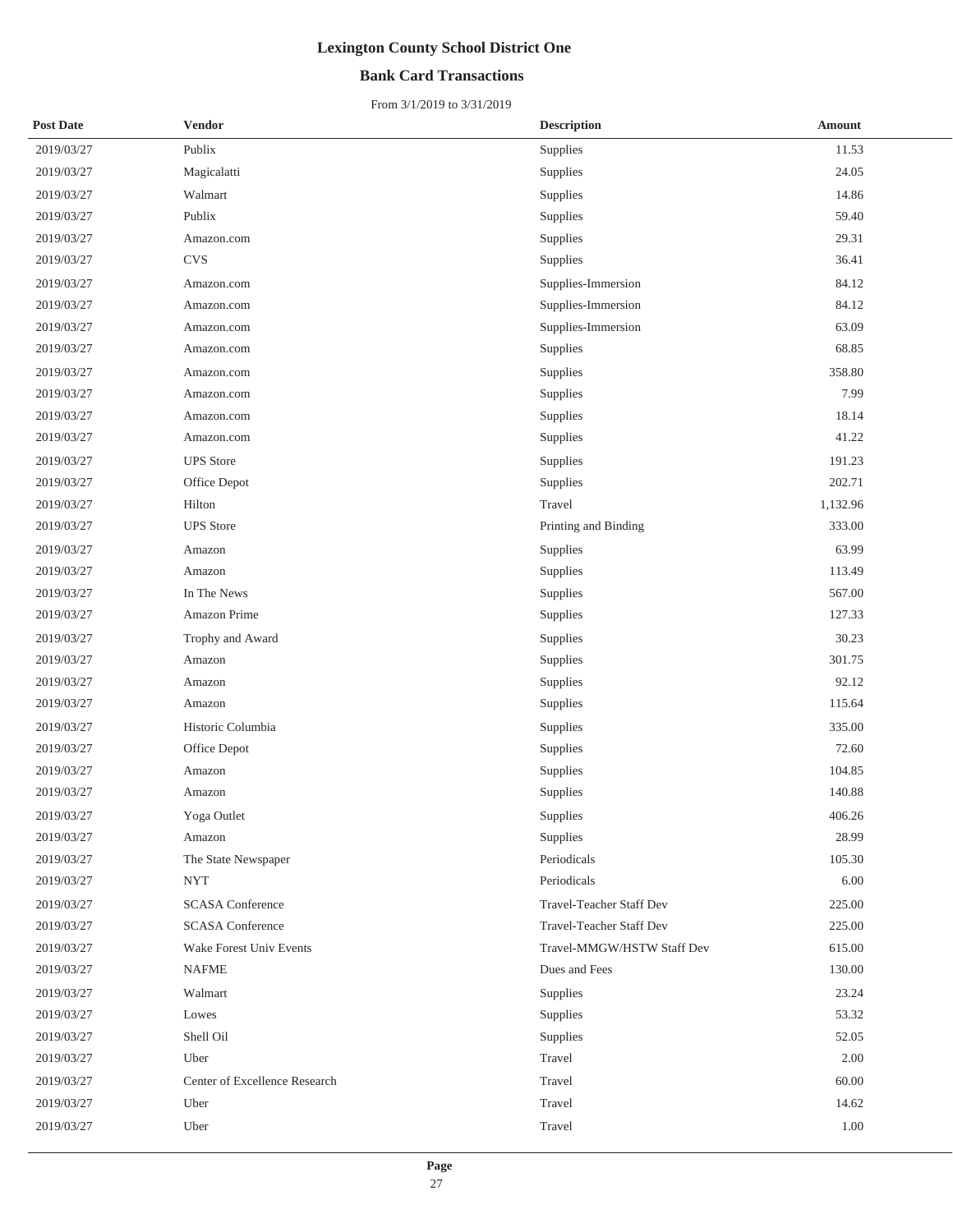# Lexington County School District One

## Bank Card Transactions

From 3/1/2019 to 3/31/2019

| Post Date | Vendor | Description | Amount |
|---|---|---|---|
| 2019/03/27 | Publix | Supplies | 11.53 |
| 2019/03/27 | Magicalatti | Supplies | 24.05 |
| 2019/03/27 | Walmart | Supplies | 14.86 |
| 2019/03/27 | Publix | Supplies | 59.40 |
| 2019/03/27 | Amazon.com | Supplies | 29.31 |
| 2019/03/27 | CVS | Supplies | 36.41 |
| 2019/03/27 | Amazon.com | Supplies-Immersion | 84.12 |
| 2019/03/27 | Amazon.com | Supplies-Immersion | 84.12 |
| 2019/03/27 | Amazon.com | Supplies-Immersion | 63.09 |
| 2019/03/27 | Amazon.com | Supplies | 68.85 |
| 2019/03/27 | Amazon.com | Supplies | 358.80 |
| 2019/03/27 | Amazon.com | Supplies | 7.99 |
| 2019/03/27 | Amazon.com | Supplies | 18.14 |
| 2019/03/27 | Amazon.com | Supplies | 41.22 |
| 2019/03/27 | UPS Store | Supplies | 191.23 |
| 2019/03/27 | Office Depot | Supplies | 202.71 |
| 2019/03/27 | Hilton | Travel | 1,132.96 |
| 2019/03/27 | UPS Store | Printing and Binding | 333.00 |
| 2019/03/27 | Amazon | Supplies | 63.99 |
| 2019/03/27 | Amazon | Supplies | 113.49 |
| 2019/03/27 | In The News | Supplies | 567.00 |
| 2019/03/27 | Amazon Prime | Supplies | 127.33 |
| 2019/03/27 | Trophy and Award | Supplies | 30.23 |
| 2019/03/27 | Amazon | Supplies | 301.75 |
| 2019/03/27 | Amazon | Supplies | 92.12 |
| 2019/03/27 | Amazon | Supplies | 115.64 |
| 2019/03/27 | Historic Columbia | Supplies | 335.00 |
| 2019/03/27 | Office Depot | Supplies | 72.60 |
| 2019/03/27 | Amazon | Supplies | 104.85 |
| 2019/03/27 | Amazon | Supplies | 140.88 |
| 2019/03/27 | Yoga Outlet | Supplies | 406.26 |
| 2019/03/27 | Amazon | Supplies | 28.99 |
| 2019/03/27 | The State Newspaper | Periodicals | 105.30 |
| 2019/03/27 | NYT | Periodicals | 6.00 |
| 2019/03/27 | SCASA Conference | Travel-Teacher Staff Dev | 225.00 |
| 2019/03/27 | SCASA Conference | Travel-Teacher Staff Dev | 225.00 |
| 2019/03/27 | Wake Forest Univ Events | Travel-MMGW/HSTW Staff Dev | 615.00 |
| 2019/03/27 | NAFME | Dues and Fees | 130.00 |
| 2019/03/27 | Walmart | Supplies | 23.24 |
| 2019/03/27 | Lowes | Supplies | 53.32 |
| 2019/03/27 | Shell Oil | Supplies | 52.05 |
| 2019/03/27 | Uber | Travel | 2.00 |
| 2019/03/27 | Center of Excellence Research | Travel | 60.00 |
| 2019/03/27 | Uber | Travel | 14.62 |
| 2019/03/27 | Uber | Travel | 1.00 |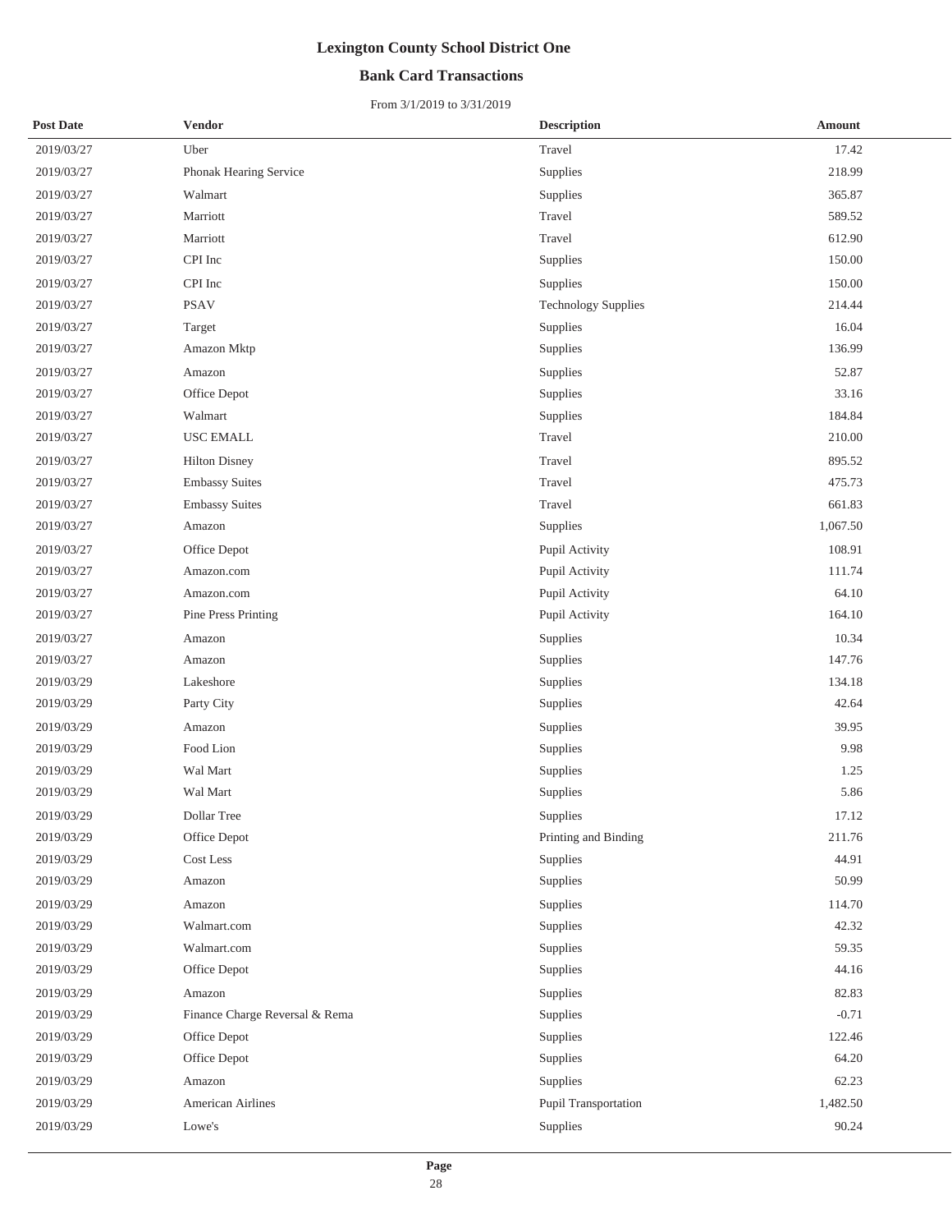# Lexington County School District One

## Bank Card Transactions

From 3/1/2019 to 3/31/2019

| Post Date | Vendor | Description | Amount |
|---|---|---|---|
| 2019/03/27 | Uber | Travel | 17.42 |
| 2019/03/27 | Phonak Hearing Service | Supplies | 218.99 |
| 2019/03/27 | Walmart | Supplies | 365.87 |
| 2019/03/27 | Marriott | Travel | 589.52 |
| 2019/03/27 | Marriott | Travel | 612.90 |
| 2019/03/27 | CPI Inc | Supplies | 150.00 |
| 2019/03/27 | CPI Inc | Supplies | 150.00 |
| 2019/03/27 | PSAV | Technology Supplies | 214.44 |
| 2019/03/27 | Target | Supplies | 16.04 |
| 2019/03/27 | Amazon Mktp | Supplies | 136.99 |
| 2019/03/27 | Amazon | Supplies | 52.87 |
| 2019/03/27 | Office Depot | Supplies | 33.16 |
| 2019/03/27 | Walmart | Supplies | 184.84 |
| 2019/03/27 | USC EMALL | Travel | 210.00 |
| 2019/03/27 | Hilton Disney | Travel | 895.52 |
| 2019/03/27 | Embassy Suites | Travel | 475.73 |
| 2019/03/27 | Embassy Suites | Travel | 661.83 |
| 2019/03/27 | Amazon | Supplies | 1,067.50 |
| 2019/03/27 | Office Depot | Pupil Activity | 108.91 |
| 2019/03/27 | Amazon.com | Pupil Activity | 111.74 |
| 2019/03/27 | Amazon.com | Pupil Activity | 64.10 |
| 2019/03/27 | Pine Press Printing | Pupil Activity | 164.10 |
| 2019/03/27 | Amazon | Supplies | 10.34 |
| 2019/03/27 | Amazon | Supplies | 147.76 |
| 2019/03/29 | Lakeshore | Supplies | 134.18 |
| 2019/03/29 | Party City | Supplies | 42.64 |
| 2019/03/29 | Amazon | Supplies | 39.95 |
| 2019/03/29 | Food Lion | Supplies | 9.98 |
| 2019/03/29 | Wal Mart | Supplies | 1.25 |
| 2019/03/29 | Wal Mart | Supplies | 5.86 |
| 2019/03/29 | Dollar Tree | Supplies | 17.12 |
| 2019/03/29 | Office Depot | Printing and Binding | 211.76 |
| 2019/03/29 | Cost Less | Supplies | 44.91 |
| 2019/03/29 | Amazon | Supplies | 50.99 |
| 2019/03/29 | Amazon | Supplies | 114.70 |
| 2019/03/29 | Walmart.com | Supplies | 42.32 |
| 2019/03/29 | Walmart.com | Supplies | 59.35 |
| 2019/03/29 | Office Depot | Supplies | 44.16 |
| 2019/03/29 | Amazon | Supplies | 82.83 |
| 2019/03/29 | Finance Charge Reversal & Rema | Supplies | -0.71 |
| 2019/03/29 | Office Depot | Supplies | 122.46 |
| 2019/03/29 | Office Depot | Supplies | 64.20 |
| 2019/03/29 | Amazon | Supplies | 62.23 |
| 2019/03/29 | American Airlines | Pupil Transportation | 1,482.50 |
| 2019/03/29 | Lowe's | Supplies | 90.24 |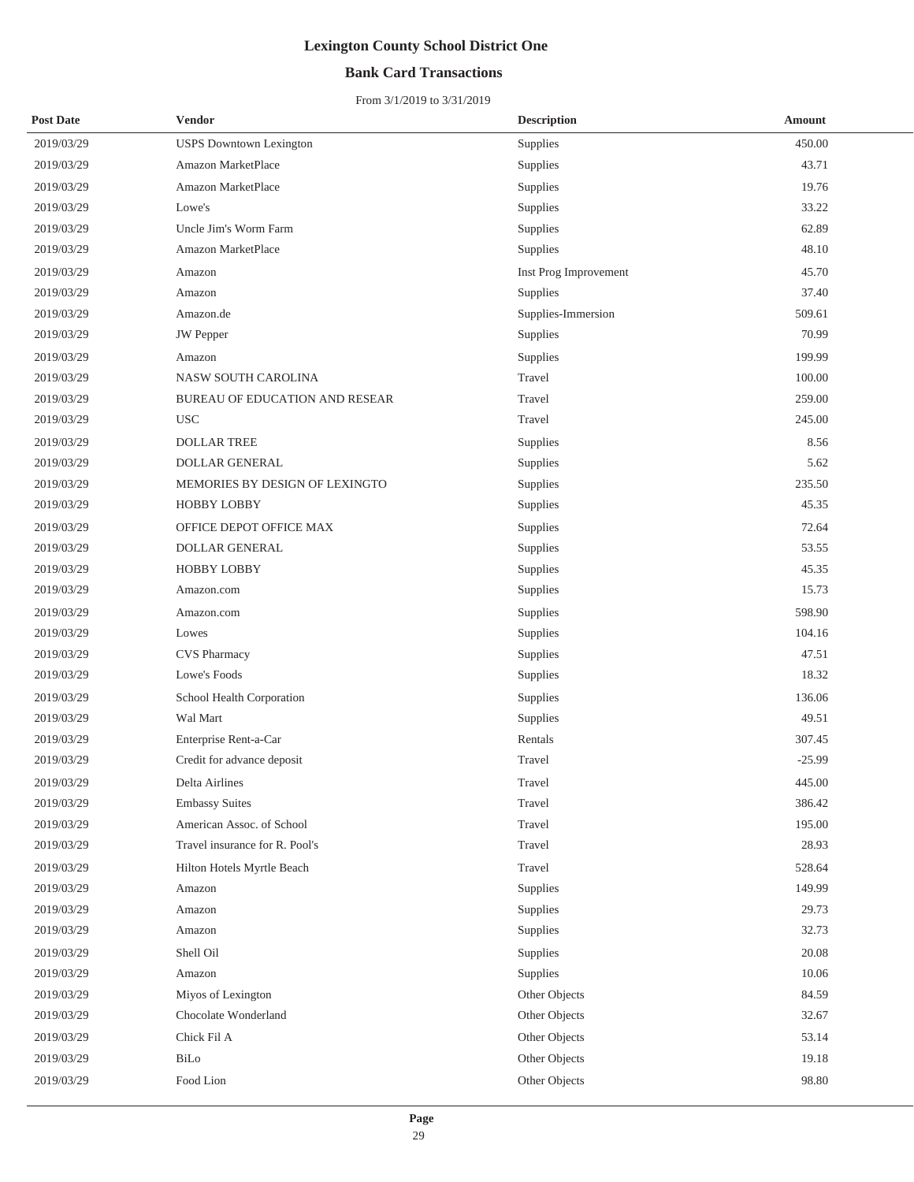# Lexington County School District One

## Bank Card Transactions

From 3/1/2019 to 3/31/2019

| Post Date | Vendor | Description | Amount |
|---|---|---|---|
| 2019/03/29 | USPS Downtown Lexington | Supplies | 450.00 |
| 2019/03/29 | Amazon MarketPlace | Supplies | 43.71 |
| 2019/03/29 | Amazon MarketPlace | Supplies | 19.76 |
| 2019/03/29 | Lowe's | Supplies | 33.22 |
| 2019/03/29 | Uncle Jim's Worm Farm | Supplies | 62.89 |
| 2019/03/29 | Amazon MarketPlace | Supplies | 48.10 |
| 2019/03/29 | Amazon | Inst Prog Improvement | 45.70 |
| 2019/03/29 | Amazon | Supplies | 37.40 |
| 2019/03/29 | Amazon.de | Supplies-Immersion | 509.61 |
| 2019/03/29 | JW Pepper | Supplies | 70.99 |
| 2019/03/29 | Amazon | Supplies | 199.99 |
| 2019/03/29 | NASW SOUTH CAROLINA | Travel | 100.00 |
| 2019/03/29 | BUREAU OF EDUCATION AND RESEAR | Travel | 259.00 |
| 2019/03/29 | USC | Travel | 245.00 |
| 2019/03/29 | DOLLAR TREE | Supplies | 8.56 |
| 2019/03/29 | DOLLAR GENERAL | Supplies | 5.62 |
| 2019/03/29 | MEMORIES BY DESIGN OF LEXINGTO | Supplies | 235.50 |
| 2019/03/29 | HOBBY LOBBY | Supplies | 45.35 |
| 2019/03/29 | OFFICE DEPOT OFFICE MAX | Supplies | 72.64 |
| 2019/03/29 | DOLLAR GENERAL | Supplies | 53.55 |
| 2019/03/29 | HOBBY LOBBY | Supplies | 45.35 |
| 2019/03/29 | Amazon.com | Supplies | 15.73 |
| 2019/03/29 | Amazon.com | Supplies | 598.90 |
| 2019/03/29 | Lowes | Supplies | 104.16 |
| 2019/03/29 | CVS Pharmacy | Supplies | 47.51 |
| 2019/03/29 | Lowe's Foods | Supplies | 18.32 |
| 2019/03/29 | School Health Corporation | Supplies | 136.06 |
| 2019/03/29 | Wal Mart | Supplies | 49.51 |
| 2019/03/29 | Enterprise Rent-a-Car | Rentals | 307.45 |
| 2019/03/29 | Credit for advance deposit | Travel | -25.99 |
| 2019/03/29 | Delta Airlines | Travel | 445.00 |
| 2019/03/29 | Embassy Suites | Travel | 386.42 |
| 2019/03/29 | American Assoc. of School | Travel | 195.00 |
| 2019/03/29 | Travel insurance for R. Pool's | Travel | 28.93 |
| 2019/03/29 | Hilton Hotels Myrtle Beach | Travel | 528.64 |
| 2019/03/29 | Amazon | Supplies | 149.99 |
| 2019/03/29 | Amazon | Supplies | 29.73 |
| 2019/03/29 | Amazon | Supplies | 32.73 |
| 2019/03/29 | Shell Oil | Supplies | 20.08 |
| 2019/03/29 | Amazon | Supplies | 10.06 |
| 2019/03/29 | Miyos of Lexington | Other Objects | 84.59 |
| 2019/03/29 | Chocolate Wonderland | Other Objects | 32.67 |
| 2019/03/29 | Chick Fil A | Other Objects | 53.14 |
| 2019/03/29 | BiLo | Other Objects | 19.18 |
| 2019/03/29 | Food Lion | Other Objects | 98.80 |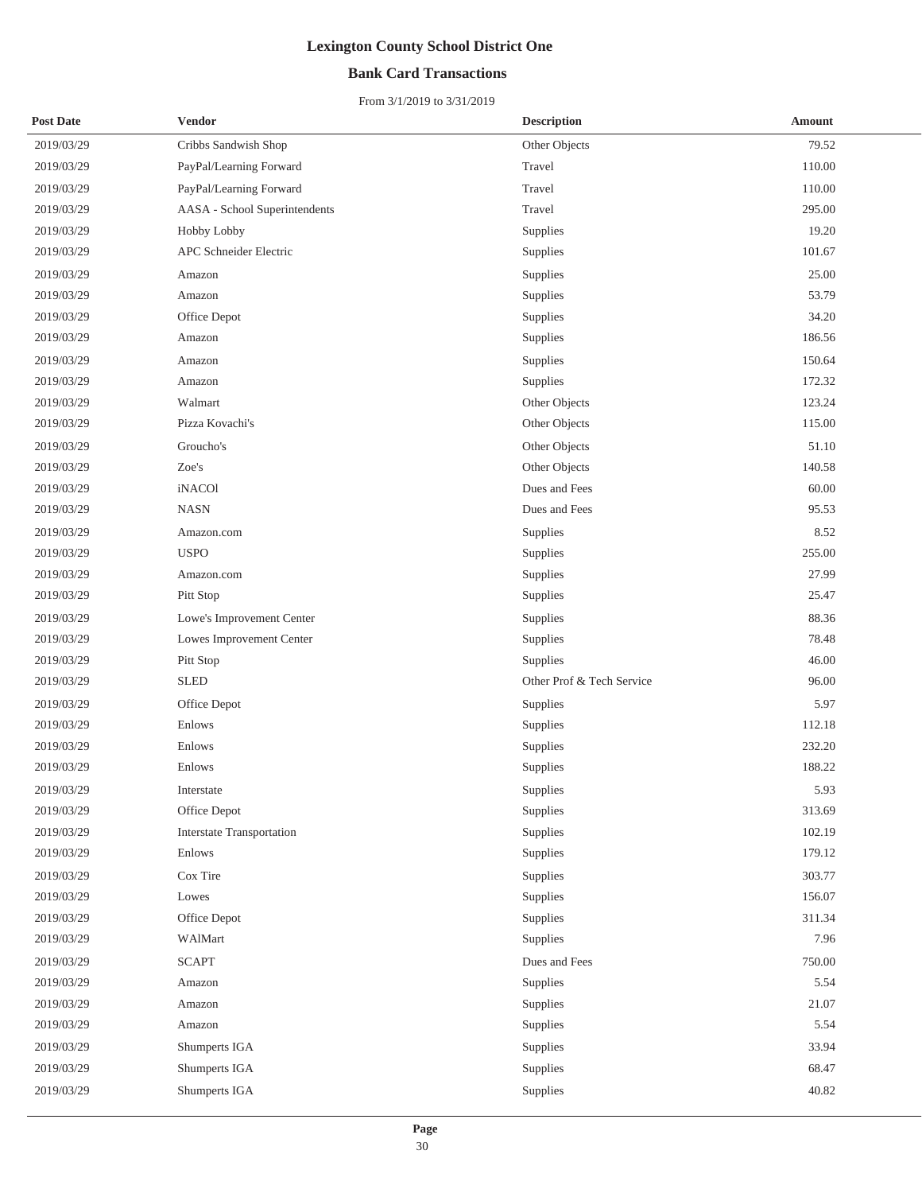# Lexington County School District One

## Bank Card Transactions

From 3/1/2019 to 3/31/2019

| Post Date | Vendor | Description | Amount |
|---|---|---|---|
| 2019/03/29 | Cribbs Sandwish Shop | Other Objects | 79.52 |
| 2019/03/29 | PayPal/Learning Forward | Travel | 110.00 |
| 2019/03/29 | PayPal/Learning Forward | Travel | 110.00 |
| 2019/03/29 | AASA - School Superintendents | Travel | 295.00 |
| 2019/03/29 | Hobby Lobby | Supplies | 19.20 |
| 2019/03/29 | APC Schneider Electric | Supplies | 101.67 |
| 2019/03/29 | Amazon | Supplies | 25.00 |
| 2019/03/29 | Amazon | Supplies | 53.79 |
| 2019/03/29 | Office Depot | Supplies | 34.20 |
| 2019/03/29 | Amazon | Supplies | 186.56 |
| 2019/03/29 | Amazon | Supplies | 150.64 |
| 2019/03/29 | Amazon | Supplies | 172.32 |
| 2019/03/29 | Walmart | Other Objects | 123.24 |
| 2019/03/29 | Pizza Kovachi's | Other Objects | 115.00 |
| 2019/03/29 | Groucho's | Other Objects | 51.10 |
| 2019/03/29 | Zoe's | Other Objects | 140.58 |
| 2019/03/29 | iNACOl | Dues and Fees | 60.00 |
| 2019/03/29 | NASN | Dues and Fees | 95.53 |
| 2019/03/29 | Amazon.com | Supplies | 8.52 |
| 2019/03/29 | USPO | Supplies | 255.00 |
| 2019/03/29 | Amazon.com | Supplies | 27.99 |
| 2019/03/29 | Pitt Stop | Supplies | 25.47 |
| 2019/03/29 | Lowe's Improvement Center | Supplies | 88.36 |
| 2019/03/29 | Lowes Improvement Center | Supplies | 78.48 |
| 2019/03/29 | Pitt Stop | Supplies | 46.00 |
| 2019/03/29 | SLED | Other Prof & Tech Service | 96.00 |
| 2019/03/29 | Office Depot | Supplies | 5.97 |
| 2019/03/29 | Enlows | Supplies | 112.18 |
| 2019/03/29 | Enlows | Supplies | 232.20 |
| 2019/03/29 | Enlows | Supplies | 188.22 |
| 2019/03/29 | Interstate | Supplies | 5.93 |
| 2019/03/29 | Office Depot | Supplies | 313.69 |
| 2019/03/29 | Interstate Transportation | Supplies | 102.19 |
| 2019/03/29 | Enlows | Supplies | 179.12 |
| 2019/03/29 | Cox Tire | Supplies | 303.77 |
| 2019/03/29 | Lowes | Supplies | 156.07 |
| 2019/03/29 | Office Depot | Supplies | 311.34 |
| 2019/03/29 | WAlMart | Supplies | 7.96 |
| 2019/03/29 | SCAPT | Dues and Fees | 750.00 |
| 2019/03/29 | Amazon | Supplies | 5.54 |
| 2019/03/29 | Amazon | Supplies | 21.07 |
| 2019/03/29 | Amazon | Supplies | 5.54 |
| 2019/03/29 | Shumperts IGA | Supplies | 33.94 |
| 2019/03/29 | Shumperts IGA | Supplies | 68.47 |
| 2019/03/29 | Shumperts IGA | Supplies | 40.82 |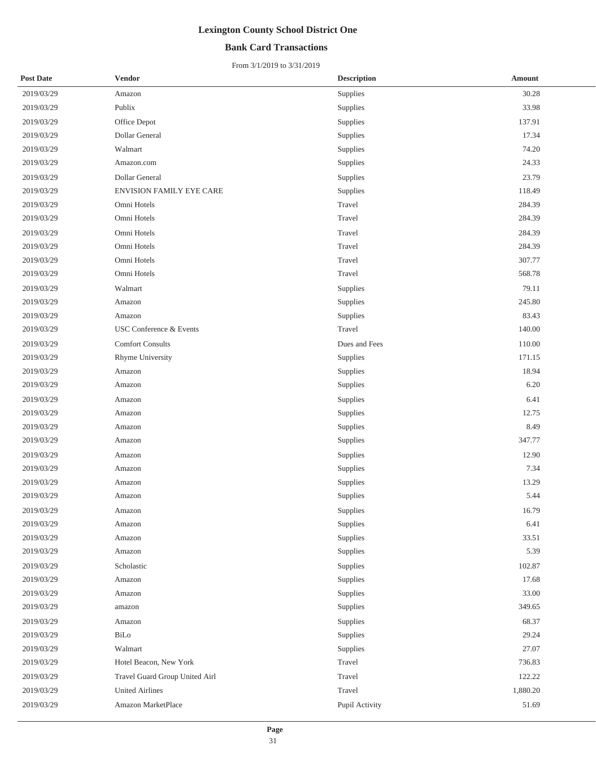# Lexington County School District One

## Bank Card Transactions

From 3/1/2019 to 3/31/2019

| Post Date | Vendor | Description | Amount |
|---|---|---|---|
| 2019/03/29 | Amazon | Supplies | 30.28 |
| 2019/03/29 | Publix | Supplies | 33.98 |
| 2019/03/29 | Office Depot | Supplies | 137.91 |
| 2019/03/29 | Dollar General | Supplies | 17.34 |
| 2019/03/29 | Walmart | Supplies | 74.20 |
| 2019/03/29 | Amazon.com | Supplies | 24.33 |
| 2019/03/29 | Dollar General | Supplies | 23.79 |
| 2019/03/29 | ENVISION FAMILY EYE CARE | Supplies | 118.49 |
| 2019/03/29 | Omni Hotels | Travel | 284.39 |
| 2019/03/29 | Omni Hotels | Travel | 284.39 |
| 2019/03/29 | Omni Hotels | Travel | 284.39 |
| 2019/03/29 | Omni Hotels | Travel | 284.39 |
| 2019/03/29 | Omni Hotels | Travel | 307.77 |
| 2019/03/29 | Omni Hotels | Travel | 568.78 |
| 2019/03/29 | Walmart | Supplies | 79.11 |
| 2019/03/29 | Amazon | Supplies | 245.80 |
| 2019/03/29 | Amazon | Supplies | 83.43 |
| 2019/03/29 | USC Conference & Events | Travel | 140.00 |
| 2019/03/29 | Comfort Consults | Dues and Fees | 110.00 |
| 2019/03/29 | Rhyme University | Supplies | 171.15 |
| 2019/03/29 | Amazon | Supplies | 18.94 |
| 2019/03/29 | Amazon | Supplies | 6.20 |
| 2019/03/29 | Amazon | Supplies | 6.41 |
| 2019/03/29 | Amazon | Supplies | 12.75 |
| 2019/03/29 | Amazon | Supplies | 8.49 |
| 2019/03/29 | Amazon | Supplies | 347.77 |
| 2019/03/29 | Amazon | Supplies | 12.90 |
| 2019/03/29 | Amazon | Supplies | 7.34 |
| 2019/03/29 | Amazon | Supplies | 13.29 |
| 2019/03/29 | Amazon | Supplies | 5.44 |
| 2019/03/29 | Amazon | Supplies | 16.79 |
| 2019/03/29 | Amazon | Supplies | 6.41 |
| 2019/03/29 | Amazon | Supplies | 33.51 |
| 2019/03/29 | Amazon | Supplies | 5.39 |
| 2019/03/29 | Scholastic | Supplies | 102.87 |
| 2019/03/29 | Amazon | Supplies | 17.68 |
| 2019/03/29 | Amazon | Supplies | 33.00 |
| 2019/03/29 | amazon | Supplies | 349.65 |
| 2019/03/29 | Amazon | Supplies | 68.37 |
| 2019/03/29 | BiLo | Supplies | 29.24 |
| 2019/03/29 | Walmart | Supplies | 27.07 |
| 2019/03/29 | Hotel Beacon, New York | Travel | 736.83 |
| 2019/03/29 | Travel Guard Group United Airl | Travel | 122.22 |
| 2019/03/29 | United Airlines | Travel | 1,880.20 |
| 2019/03/29 | Amazon MarketPlace | Pupil Activity | 51.69 |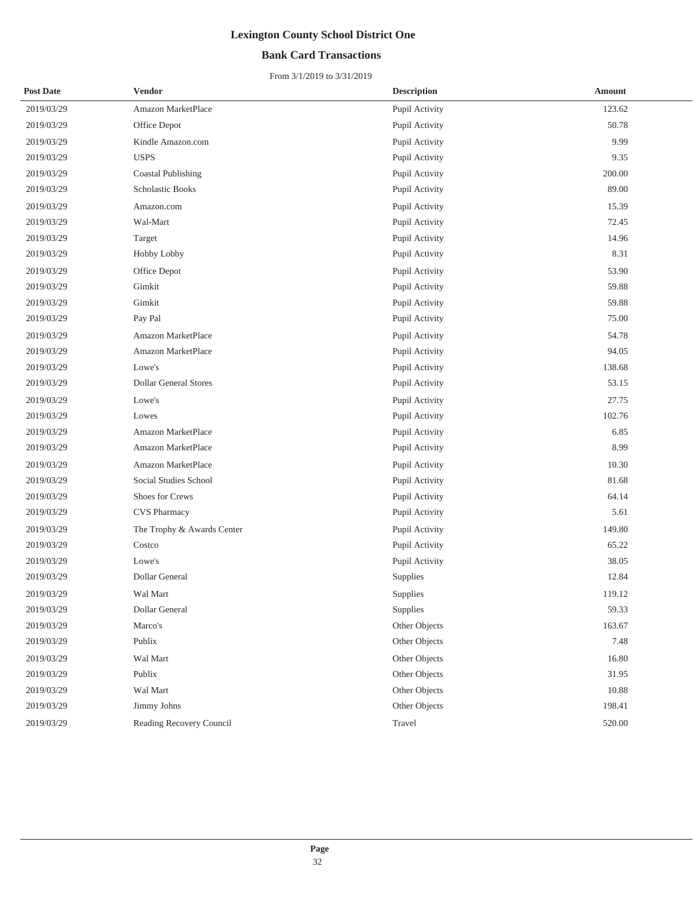# Lexington County School District One

## Bank Card Transactions

From 3/1/2019 to 3/31/2019

| Post Date | Vendor | Description | Amount |
|---|---|---|---|
| 2019/03/29 | Amazon MarketPlace | Pupil Activity | 123.62 |
| 2019/03/29 | Office Depot | Pupil Activity | 50.78 |
| 2019/03/29 | Kindle Amazon.com | Pupil Activity | 9.99 |
| 2019/03/29 | USPS | Pupil Activity | 9.35 |
| 2019/03/29 | Coastal Publishing | Pupil Activity | 200.00 |
| 2019/03/29 | Scholastic Books | Pupil Activity | 89.00 |
| 2019/03/29 | Amazon.com | Pupil Activity | 15.39 |
| 2019/03/29 | Wal-Mart | Pupil Activity | 72.45 |
| 2019/03/29 | Target | Pupil Activity | 14.96 |
| 2019/03/29 | Hobby Lobby | Pupil Activity | 8.31 |
| 2019/03/29 | Office Depot | Pupil Activity | 53.90 |
| 2019/03/29 | Gimkit | Pupil Activity | 59.88 |
| 2019/03/29 | Gimkit | Pupil Activity | 59.88 |
| 2019/03/29 | Pay Pal | Pupil Activity | 75.00 |
| 2019/03/29 | Amazon MarketPlace | Pupil Activity | 54.78 |
| 2019/03/29 | Amazon MarketPlace | Pupil Activity | 94.05 |
| 2019/03/29 | Lowe's | Pupil Activity | 138.68 |
| 2019/03/29 | Dollar General Stores | Pupil Activity | 53.15 |
| 2019/03/29 | Lowe's | Pupil Activity | 27.75 |
| 2019/03/29 | Lowes | Pupil Activity | 102.76 |
| 2019/03/29 | Amazon MarketPlace | Pupil Activity | 6.85 |
| 2019/03/29 | Amazon MarketPlace | Pupil Activity | 8.99 |
| 2019/03/29 | Amazon MarketPlace | Pupil Activity | 10.30 |
| 2019/03/29 | Social Studies School | Pupil Activity | 81.68 |
| 2019/03/29 | Shoes for Crews | Pupil Activity | 64.14 |
| 2019/03/29 | CVS Pharmacy | Pupil Activity | 5.61 |
| 2019/03/29 | The Trophy & Awards Center | Pupil Activity | 149.80 |
| 2019/03/29 | Costco | Pupil Activity | 65.22 |
| 2019/03/29 | Lowe's | Pupil Activity | 38.05 |
| 2019/03/29 | Dollar General | Supplies | 12.84 |
| 2019/03/29 | Wal Mart | Supplies | 119.12 |
| 2019/03/29 | Dollar General | Supplies | 59.33 |
| 2019/03/29 | Marco's | Other Objects | 163.67 |
| 2019/03/29 | Publix | Other Objects | 7.48 |
| 2019/03/29 | Wal Mart | Other Objects | 16.80 |
| 2019/03/29 | Publix | Other Objects | 31.95 |
| 2019/03/29 | Wal Mart | Other Objects | 10.88 |
| 2019/03/29 | Jimmy Johns | Other Objects | 198.41 |
| 2019/03/29 | Reading Recovery Council | Travel | 520.00 |